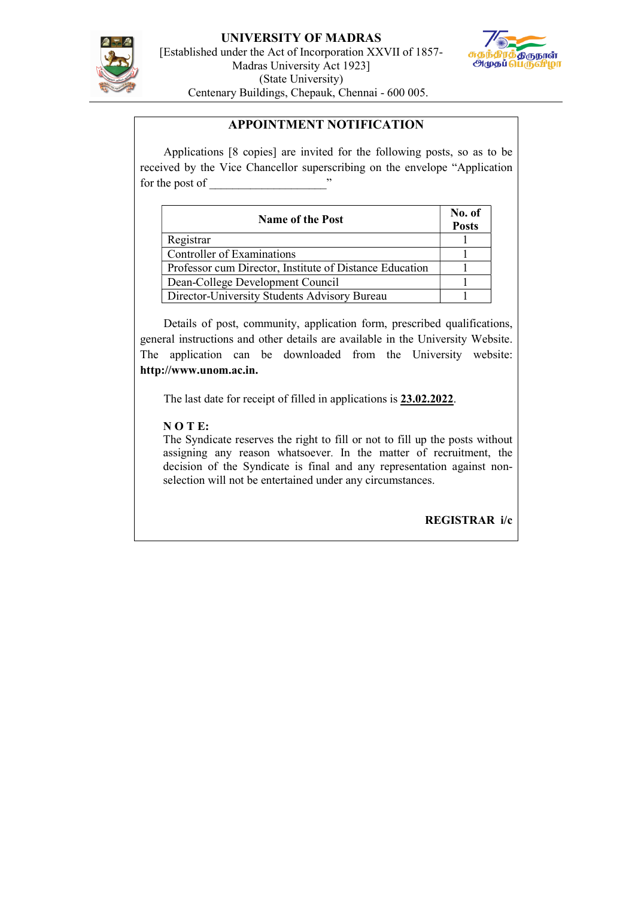# UNIVERSITY OF MADRAS

[Established under the Act of Incorporation XXVII of 1857-
Madras University Act 1923]
(State University)
Centenary Buildings, Chepauk, Chennai - 600 005.

சுதந்திரத் திருநாள் அமுதப் பெருவிழா

## APPOINTMENT NOTIFICATION

Applications [8 copies] are invited for the following posts, so as to be received by the Vice Chancellor superscribing on the envelope "Application for the post of ____________________"

| Name of the Post | No. of Posts |
|---|---|
| Registrar | 1 |
| Controller of Examinations | 1 |
| Professor cum Director, Institute of Distance Education | 1 |
| Dean-College Development Council | 1 |
| Director-University Students Advisory Bureau | 1 |

Details of post, community, application form, prescribed qualifications, general instructions and other details are available in the University Website. The application can be downloaded from the University website: **http://www.unom.ac.in.**

The last date for receipt of filled in applications is **23.02.2022**.

**N O T E:**
The Syndicate reserves the right to fill or not to fill up the posts without assigning any reason whatsoever. In the matter of recruitment, the decision of the Syndicate is final and any representation against non-selection will not be entertained under any circumstances.

**REGISTRAR i/c**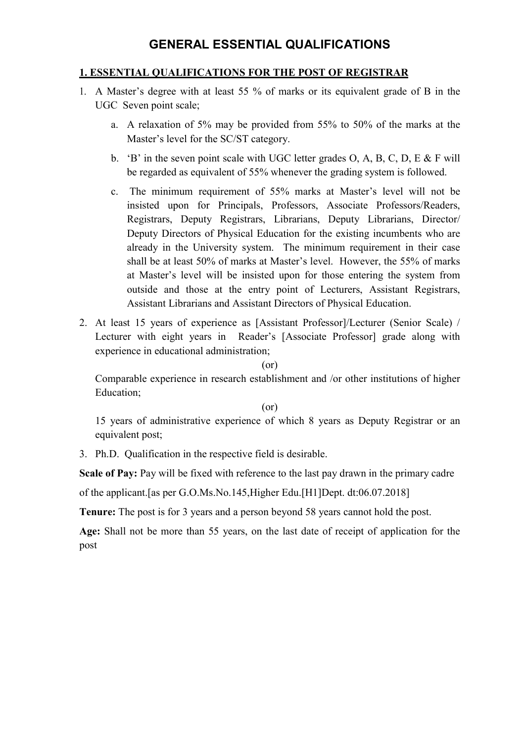# GENERAL ESSENTIAL QUALIFICATIONS

## 1. ESSENTIAL QUALIFICATIONS FOR THE POST OF REGISTRAR

1. A Master's degree with at least 55 % of marks or its equivalent grade of B in the UGC Seven point scale;
    a. A relaxation of 5% may be provided from 55% to 50% of the marks at the Master's level for the SC/ST category.
    b. 'B' in the seven point scale with UGC letter grades O, A, B, C, D, E & F will be regarded as equivalent of 55% whenever the grading system is followed.
    c. The minimum requirement of 55% marks at Master's level will not be insisted upon for Principals, Professors, Associate Professors/Readers, Registrars, Deputy Registrars, Librarians, Deputy Librarians, Director/ Deputy Directors of Physical Education for the existing incumbents who are already in the University system. The minimum requirement in their case shall be at least 50% of marks at Master's level. However, the 55% of marks at Master's level will be insisted upon for those entering the system from outside and those at the entry point of Lecturers, Assistant Registrars, Assistant Librarians and Assistant Directors of Physical Education.
2. At least 15 years of experience as [Assistant Professor]/Lecturer (Senior Scale) / Lecturer with eight years in Reader's [Associate Professor] grade along with experience in educational administration;

    (or)

    Comparable experience in research establishment and /or other institutions of higher Education;

    (or)

    15 years of administrative experience of which 8 years as Deputy Registrar or an equivalent post;
3. Ph.D. Qualification in the respective field is desirable.

**Scale of Pay:** Pay will be fixed with reference to the last pay drawn in the primary cadre of the applicant.[as per G.O.Ms.No.145,Higher Edu.[H1]Dept. dt:06.07.2018]

**Tenure:** The post is for 3 years and a person beyond 58 years cannot hold the post.

**Age:** Shall not be more than 55 years, on the last date of receipt of application for the post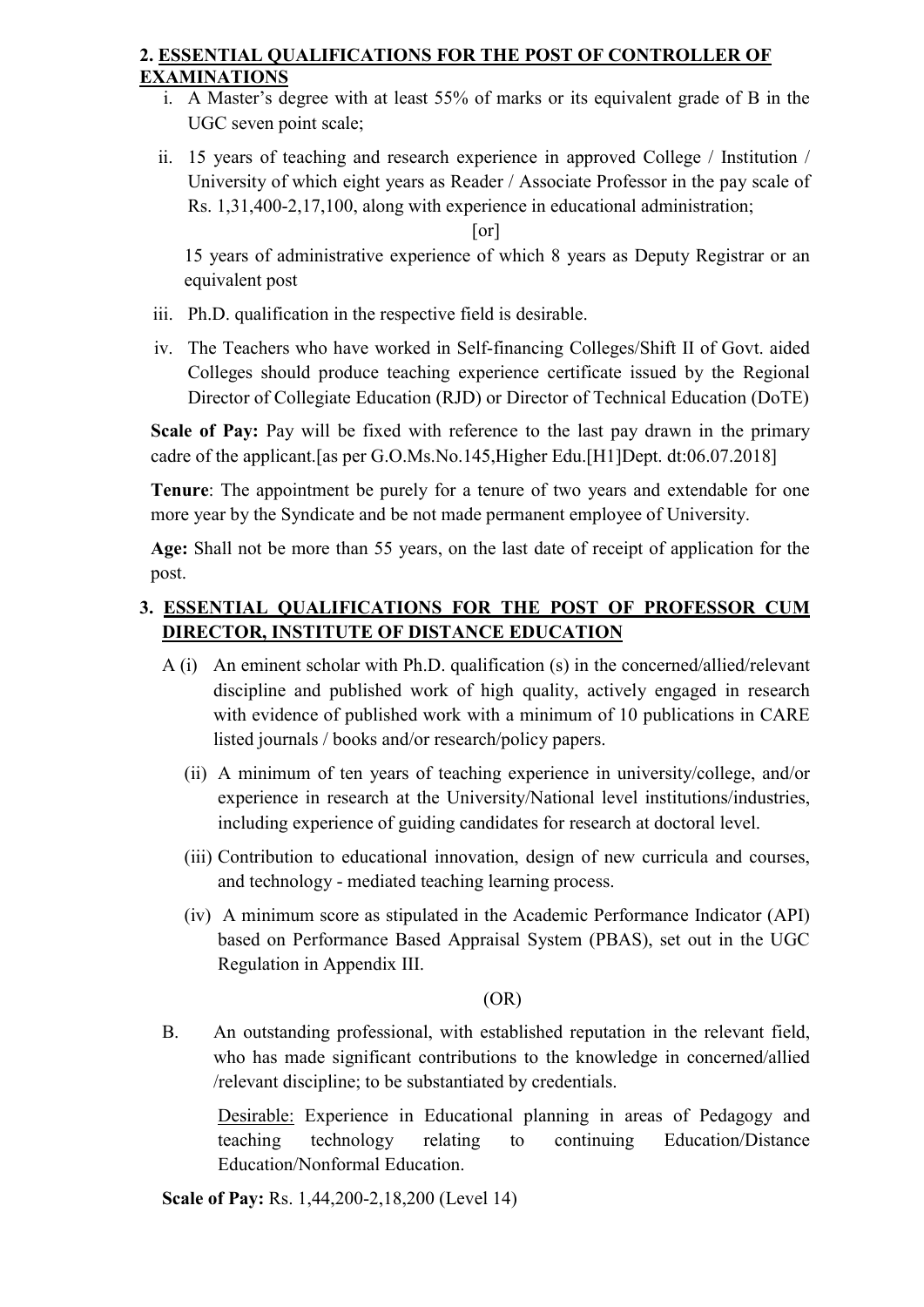## 2. ESSENTIAL QUALIFICATIONS FOR THE POST OF CONTROLLER OF EXAMINATIONS

i. A Master's degree with at least 55% of marks or its equivalent grade of B in the UGC seven point scale;

ii. 15 years of teaching and research experience in approved College / Institution / University of which eight years as Reader / Associate Professor in the pay scale of Rs. 1,31,400-2,17,100, along with experience in educational administration;

[or]

15 years of administrative experience of which 8 years as Deputy Registrar or an equivalent post

iii. Ph.D. qualification in the respective field is desirable.

iv. The Teachers who have worked in Self-financing Colleges/Shift II of Govt. aided Colleges should produce teaching experience certificate issued by the Regional Director of Collegiate Education (RJD) or Director of Technical Education (DoTE)

**Scale of Pay:** Pay will be fixed with reference to the last pay drawn in the primary cadre of the applicant.[as per G.O.Ms.No.145,Higher Edu.[H1]Dept. dt:06.07.2018]

**Tenure**: The appointment be purely for a tenure of two years and extendable for one more year by the Syndicate and be not made permanent employee of University.

**Age:** Shall not be more than 55 years, on the last date of receipt of application for the post.

## 3. ESSENTIAL QUALIFICATIONS FOR THE POST OF PROFESSOR CUM DIRECTOR, INSTITUTE OF DISTANCE EDUCATION

A (i) An eminent scholar with Ph.D. qualification (s) in the concerned/allied/relevant discipline and published work of high quality, actively engaged in research with evidence of published work with a minimum of 10 publications in CARE listed journals / books and/or research/policy papers.

(ii) A minimum of ten years of teaching experience in university/college, and/or experience in research at the University/National level institutions/industries, including experience of guiding candidates for research at doctoral level.

(iii) Contribution to educational innovation, design of new curricula and courses, and technology - mediated teaching learning process.

(iv) A minimum score as stipulated in the Academic Performance Indicator (API) based on Performance Based Appraisal System (PBAS), set out in the UGC Regulation in Appendix III.

(OR)

B. An outstanding professional, with established reputation in the relevant field, who has made significant contributions to the knowledge in concerned/allied /relevant discipline; to be substantiated by credentials.

Desirable: Experience in Educational planning in areas of Pedagogy and teaching technology relating to continuing Education/Distance Education/Nonformal Education.

**Scale of Pay:** Rs. 1,44,200-2,18,200 (Level 14)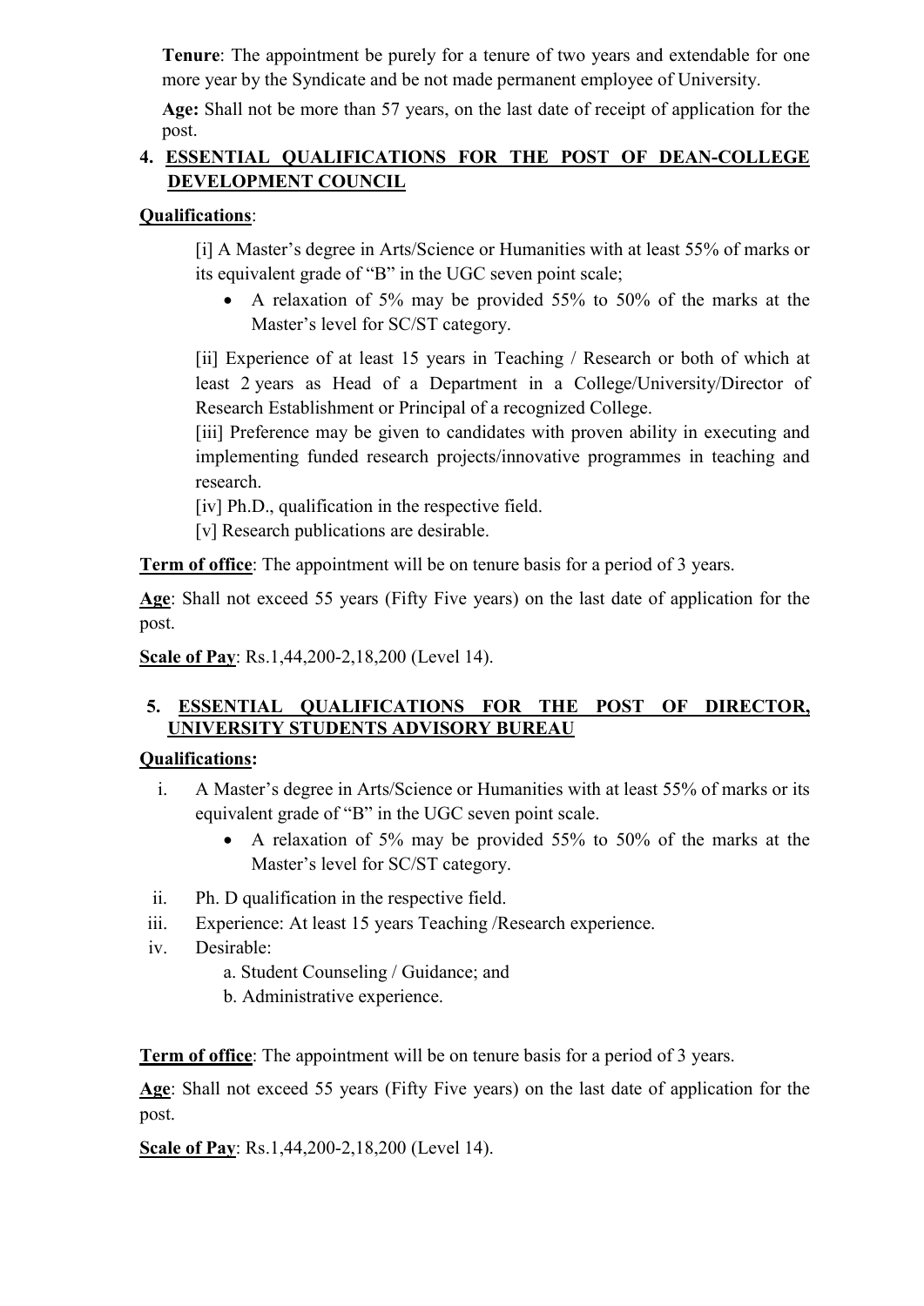**Tenure**: The appointment be purely for a tenure of two years and extendable for one more year by the Syndicate and be not made permanent employee of University.

**Age:** Shall not be more than 57 years, on the last date of receipt of application for the post.

## 4. ESSENTIAL QUALIFICATIONS FOR THE POST OF DEAN-COLLEGE DEVELOPMENT COUNCIL

**Qualifications**:

[i] A Master's degree in Arts/Science or Humanities with at least 55% of marks or its equivalent grade of "B" in the UGC seven point scale;

- A relaxation of 5% may be provided 55% to 50% of the marks at the Master's level for SC/ST category.

[ii] Experience of at least 15 years in Teaching / Research or both of which at least 2 years as Head of a Department in a College/University/Director of Research Establishment or Principal of a recognized College.

[iii] Preference may be given to candidates with proven ability in executing and implementing funded research projects/innovative programmes in teaching and research.

[iv] Ph.D., qualification in the respective field.

[v] Research publications are desirable.

**Term of office**: The appointment will be on tenure basis for a period of 3 years.

**Age**: Shall not exceed 55 years (Fifty Five years) on the last date of application for the post.

**Scale of Pay**: Rs.1,44,200-2,18,200 (Level 14).

## 5. ESSENTIAL QUALIFICATIONS FOR THE POST OF DIRECTOR, UNIVERSITY STUDENTS ADVISORY BUREAU

**Qualifications:**

i. A Master's degree in Arts/Science or Humanities with at least 55% of marks or its equivalent grade of "B" in the UGC seven point scale.
   - A relaxation of 5% may be provided 55% to 50% of the marks at the Master's level for SC/ST category.

ii. Ph. D qualification in the respective field.

iii. Experience: At least 15 years Teaching /Research experience.

iv. Desirable:
   a. Student Counseling / Guidance; and
   b. Administrative experience.

**Term of office**: The appointment will be on tenure basis for a period of 3 years.

**Age**: Shall not exceed 55 years (Fifty Five years) on the last date of application for the post.

**Scale of Pay**: Rs.1,44,200-2,18,200 (Level 14).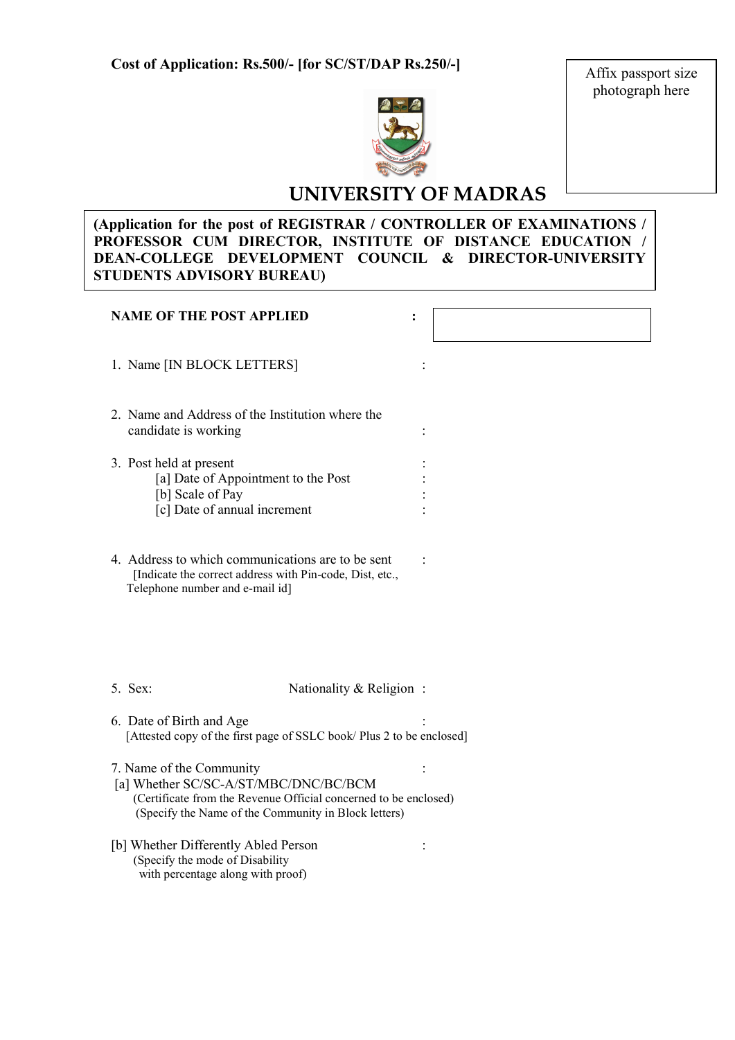**Cost of Application: Rs.500/- [for SC/ST/DAP Rs.250/-]**

Affix passport size photograph here

# UNIVERSITY OF MADRAS

**(Application for the post of REGISTRAR / CONTROLLER OF EXAMINATIONS / PROFESSOR CUM DIRECTOR, INSTITUTE OF DISTANCE EDUCATION / DEAN-COLLEGE DEVELOPMENT COUNCIL & DIRECTOR-UNIVERSITY STUDENTS ADVISORY BUREAU)**

**NAME OF THE POST APPLIED :**

1. Name [IN BLOCK LETTERS] :

2. Name and Address of the Institution where the candidate is working :

3. Post held at present :
   - [a] Date of Appointment to the Post :
   - [b] Scale of Pay :
   - [c] Date of annual increment :

4. Address to which communications are to be sent :
   [Indicate the correct address with Pin-code, Dist, etc., Telephone number and e-mail id]

5. Sex: Nationality & Religion :

6. Date of Birth and Age :
   [Attested copy of the first page of SSLC book/ Plus 2 to be enclosed]

7. Name of the Community :
   - [a] Whether SC/SC-A/ST/MBC/DNC/BC/BCM
     (Certificate from the Revenue Official concerned to be enclosed)
     (Specify the Name of the Community in Block letters)
   - [b] Whether Differently Abled Person :
     (Specify the mode of Disability with percentage along with proof)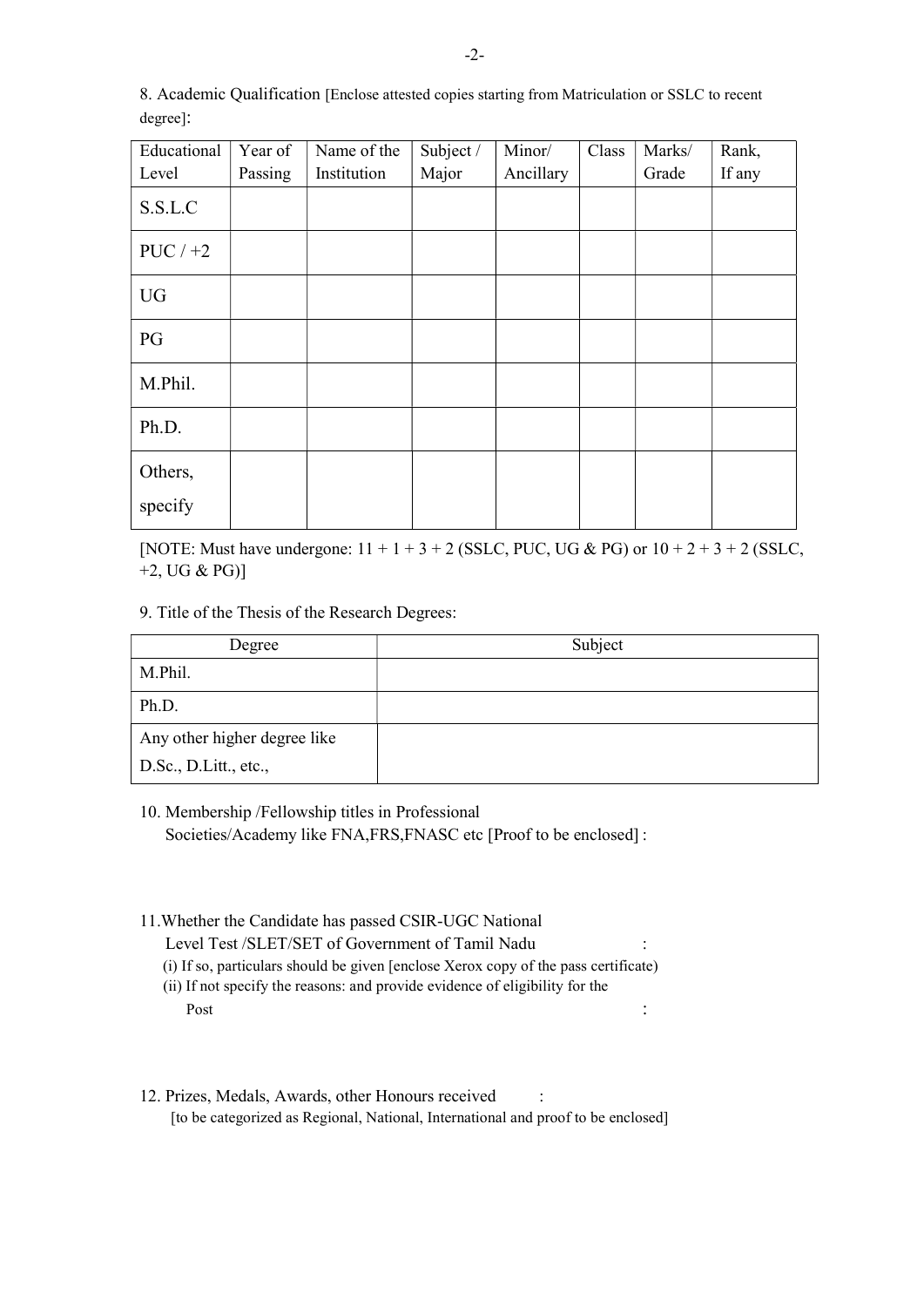8. Academic Qualification [Enclose attested copies starting from Matriculation or SSLC to recent degree]:

| Educational Level | Year of Passing | Name of the Institution | Subject / Major | Minor/ Ancillary | Class | Marks/ Grade | Rank, If any |
|---|---|---|---|---|---|---|---|
| S.S.L.C | | | | | | | |
| PUC / +2 | | | | | | | |
| UG | | | | | | | |
| PG | | | | | | | |
| M.Phil. | | | | | | | |
| Ph.D. | | | | | | | |
| Others, specify | | | | | | | |

[NOTE: Must have undergone: 11 + 1 + 3 + 2 (SSLC, PUC, UG & PG) or 10 + 2 + 3 + 2 (SSLC, +2, UG & PG)]

9. Title of the Thesis of the Research Degrees:

| Degree | Subject |
|---|---|
| M.Phil. | |
| Ph.D. | |
| Any other higher degree like D.Sc., D.Litt., etc., | |

10. Membership /Fellowship titles in Professional Societies/Academy like FNA,FRS,FNASC etc [Proof to be enclosed] :

11. Whether the Candidate has passed CSIR-UGC National Level Test /SLET/SET of Government of Tamil Nadu :
   (i) If so, particulars should be given [enclose Xerox copy of the pass certificate)
   (ii) If not specify the reasons: and provide evidence of eligibility for the Post :

12. Prizes, Medals, Awards, other Honours received :
   [to be categorized as Regional, National, International and proof to be enclosed]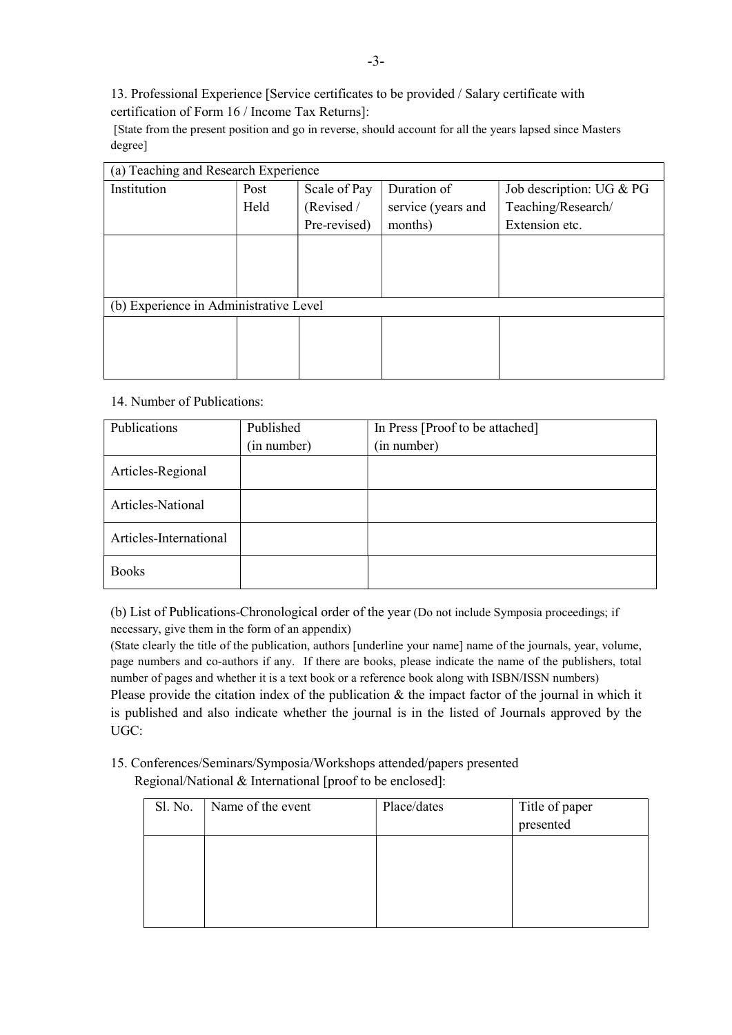13. Professional Experience [Service certificates to be provided / Salary certificate with certification of Form 16 / Income Tax Returns]:

[State from the present position and go in reverse, should account for all the years lapsed since Masters degree]

| (a) Teaching and Research Experience | | | | |
|---|---|---|---|---|
| Institution | Post Held | Scale of Pay (Revised / Pre-revised) | Duration of service (years and months) | Job description: UG & PG Teaching/Research/ Extension etc. |
| | | | | |
| (b) Experience in Administrative Level | | | | |
| | | | | |

14. Number of Publications:

| Publications | Published (in number) | In Press [Proof to be attached] (in number) |
|---|---|---|
| Articles-Regional | | |
| Articles-National | | |
| Articles-International | | |
| Books | | |

(b) List of Publications-Chronological order of the year (Do not include Symposia proceedings; if necessary, give them in the form of an appendix)

(State clearly the title of the publication, authors [underline your name] name of the journals, year, volume, page numbers and co-authors if any. If there are books, please indicate the name of the publishers, total number of pages and whether it is a text book or a reference book along with ISBN/ISSN numbers)

Please provide the citation index of the publication & the impact factor of the journal in which it is published and also indicate whether the journal is in the listed of Journals approved by the UGC:

15. Conferences/Seminars/Symposia/Workshops attended/papers presented Regional/National & International [proof to be enclosed]:

| Sl. No. | Name of the event | Place/dates | Title of paper presented |
|---|---|---|---|
| | | | |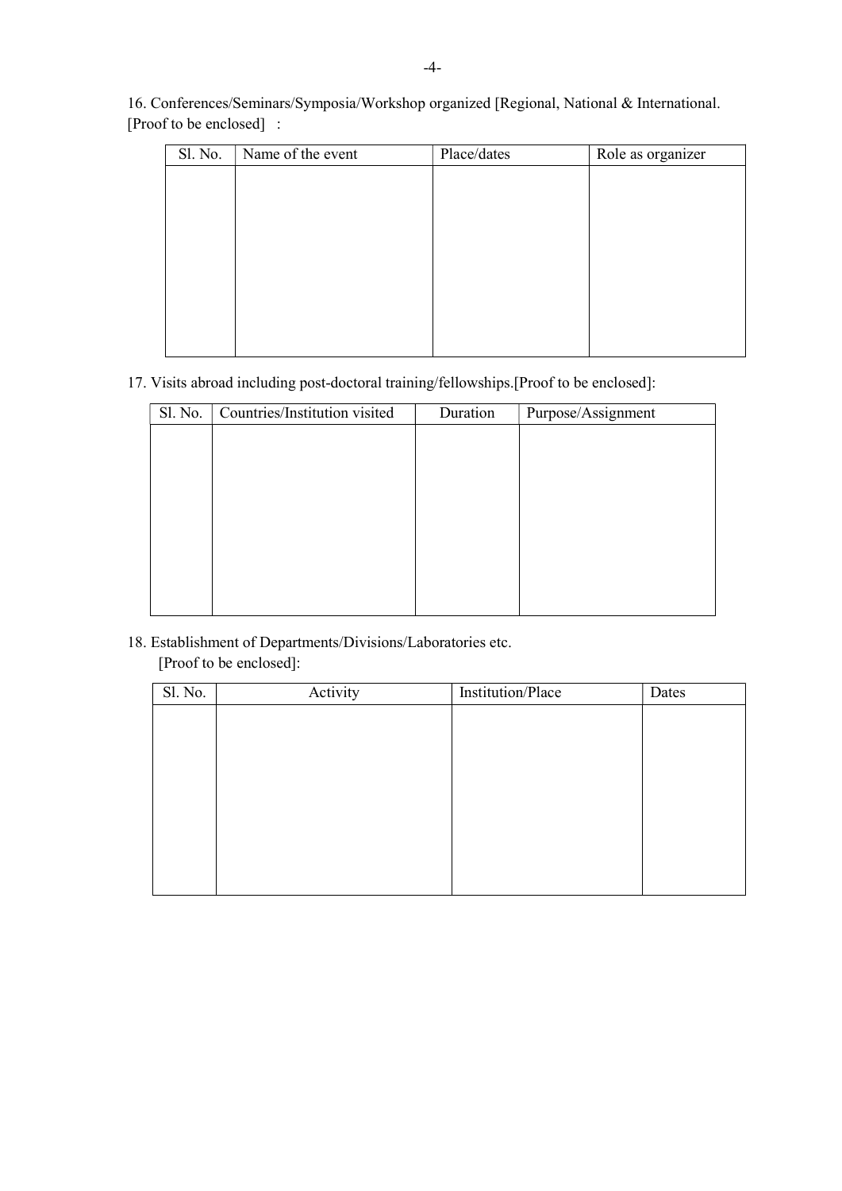16. Conferences/Seminars/Symposia/Workshop organized [Regional, National & International. [Proof to be enclosed] :

| Sl. No. | Name of the event | Place/dates | Role as organizer |
|---|---|---|---|
| | | | |

17. Visits abroad including post-doctoral training/fellowships.[Proof to be enclosed]:

| Sl. No. | Countries/Institution visited | Duration | Purpose/Assignment |
|---|---|---|---|
| | | | |

18. Establishment of Departments/Divisions/Laboratories etc.
[Proof to be enclosed]:

| Sl. No. | Activity | Institution/Place | Dates |
|---|---|---|---|
| | | | |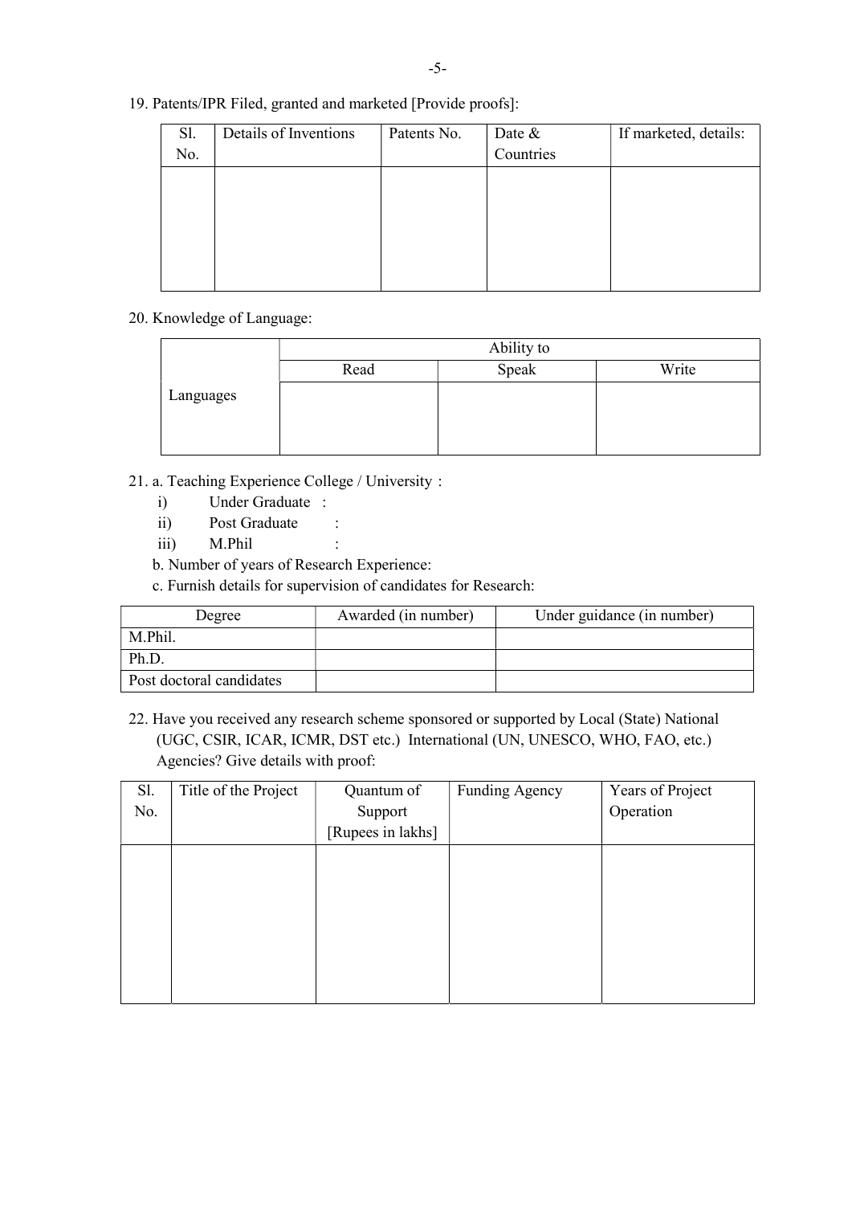19. Patents/IPR Filed, granted and marketed [Provide proofs]:

| Sl. No. | Details of Inventions | Patents No. | Date & Countries | If marketed, details: |
|---|---|---|---|---|
| | | | | |

20. Knowledge of Language:

| | Ability to | | |
|---|---|---|---|
| | Read | Speak | Write |
| Languages | | | |

21. a. Teaching Experience College / University :

   i) Under Graduate :
   ii) Post Graduate :
   iii) M.Phil :

   b. Number of years of Research Experience:

   c. Furnish details for supervision of candidates for Research:

| Degree | Awarded (in number) | Under guidance (in number) |
|---|---|---|
| M.Phil. | | |
| Ph.D. | | |
| Post doctoral candidates | | |

22. Have you received any research scheme sponsored or supported by Local (State) National (UGC, CSIR, ICAR, ICMR, DST etc.) International (UN, UNESCO, WHO, FAO, etc.) Agencies? Give details with proof:

| Sl. No. | Title of the Project | Quantum of Support [Rupees in lakhs] | Funding Agency | Years of Project Operation |
|---|---|---|---|---|
| | | | | |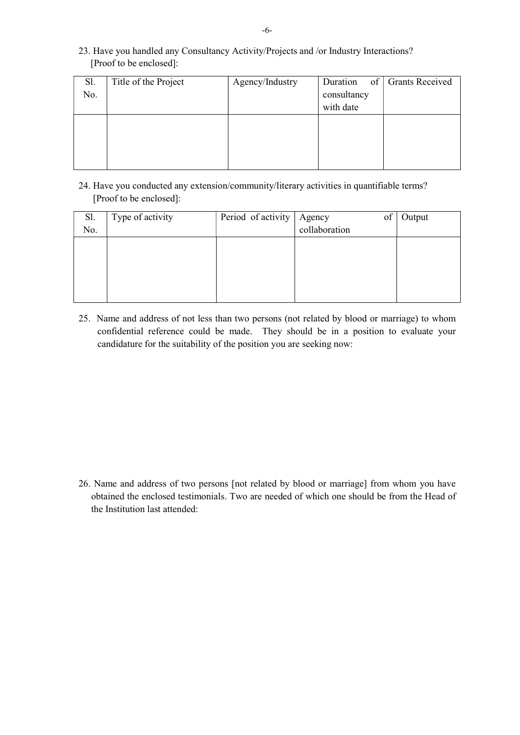23. Have you handled any Consultancy Activity/Projects and /or Industry Interactions? [Proof to be enclosed]:

| Sl. No. | Title of the Project | Agency/Industry | Duration of consultancy with date | Grants Received |
|---|---|---|---|---|
| | | | | |

24. Have you conducted any extension/community/literary activities in quantifiable terms? [Proof to be enclosed]:

| Sl. No. | Type of activity | Period of activity | Agency of collaboration | Output |
|---|---|---|---|---|
| | | | | |

25. Name and address of not less than two persons (not related by blood or marriage) to whom confidential reference could be made. They should be in a position to evaluate your candidature for the suitability of the position you are seeking now:

26. Name and address of two persons [not related by blood or marriage] from whom you have obtained the enclosed testimonials. Two are needed of which one should be from the Head of the Institution last attended: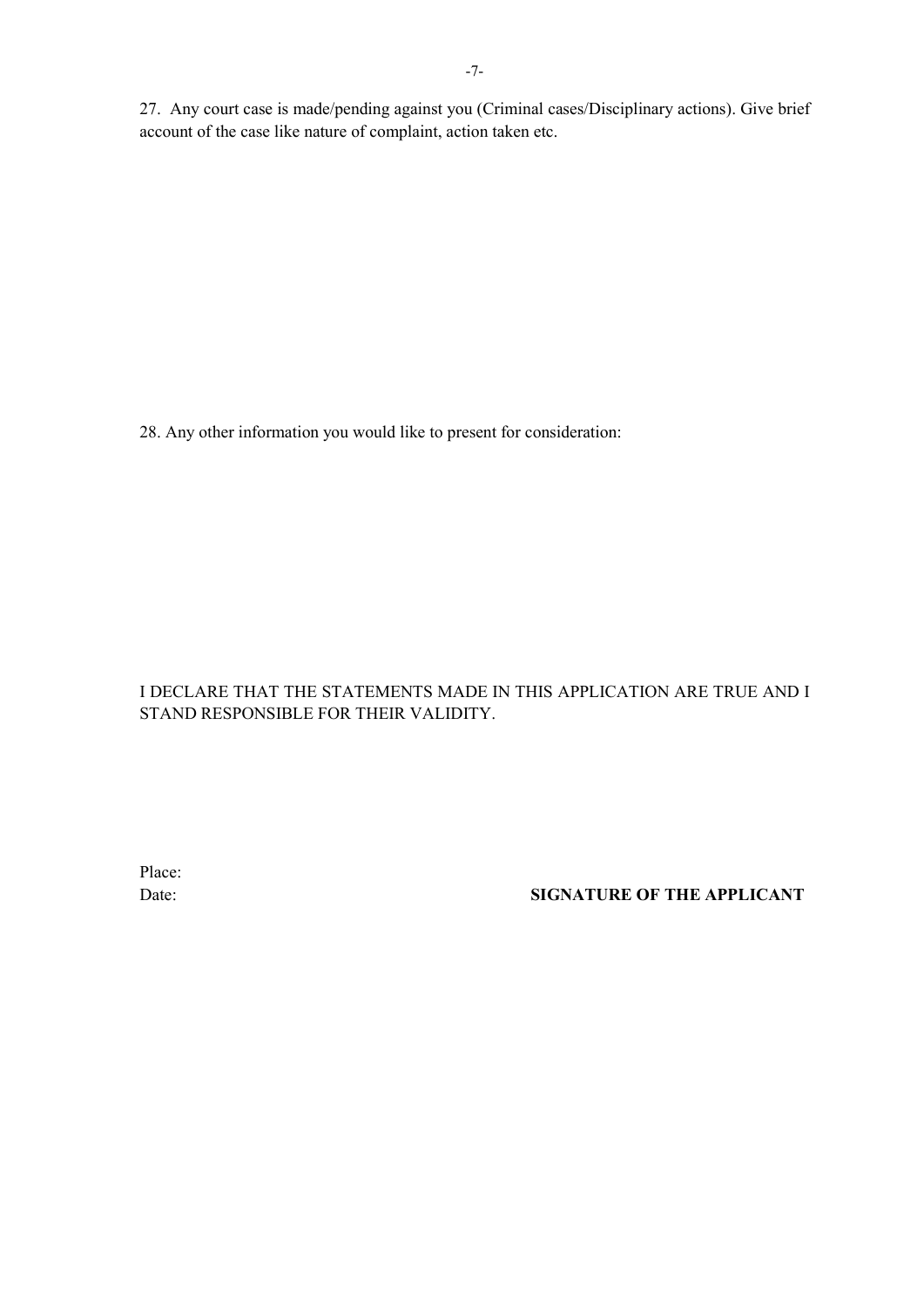27. Any court case is made/pending against you (Criminal cases/Disciplinary actions). Give brief account of the case like nature of complaint, action taken etc.

28. Any other information you would like to present for consideration:

I DECLARE THAT THE STATEMENTS MADE IN THIS APPLICATION ARE TRUE AND I STAND RESPONSIBLE FOR THEIR VALIDITY.

Place:

Date: **SIGNATURE OF THE APPLICANT**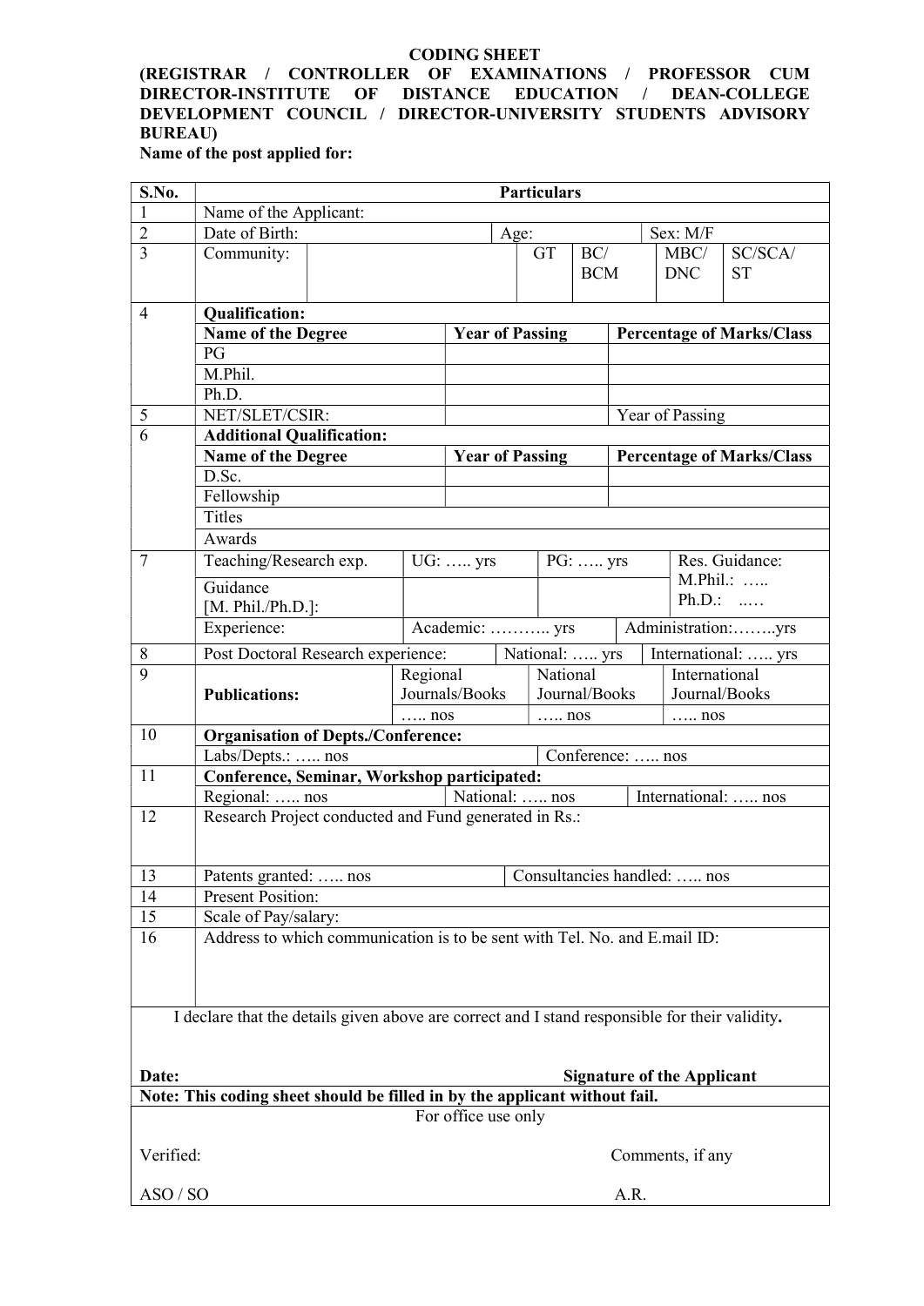**CODING SHEET**

**(REGISTRAR / CONTROLLER OF EXAMINATIONS / PROFESSOR CUM DIRECTOR-INSTITUTE OF DISTANCE EDUCATION / DEAN-COLLEGE DEVELOPMENT COUNCIL / DIRECTOR-UNIVERSITY STUDENTS ADVISORY BUREAU)**

**Name of the post applied for:**

| S.No. | Particulars | | | | | |
|---|---|---|---|---|---|---|
| 1 | Name of the Applicant: | | | | | |
| 2 | Date of Birth: | | Age: | | Sex: M/F | |
| 3 | Community: | | GT | BC/ BCM | MBC/ DNC | SC/SCA/ ST |
| 4 | **Qualification:** | | | | | |
| | **Name of the Degree** | **Year of Passing** | | **Percentage of Marks/Class** | | |
| | PG | | | | | |
| | M.Phil. | | | | | |
| | Ph.D. | | | | | |
| 5 | NET/SLET/CSIR: | | | Year of Passing | | |
| 6 | **Additional Qualification:** | | | | | |
| | **Name of the Degree** | **Year of Passing** | | **Percentage of Marks/Class** | | |
| | D.Sc. | | | | | |
| | Fellowship | | | | | |
| | Titles | | | | | |
| | Awards | | | | | |
| 7 | Teaching/Research exp. | UG: ….. yrs | | PG: ….. yrs | Res. Guidance: M.Phil.: ….. Ph.D.: ..… | |
| | Guidance [M. Phil./Ph.D.]: | | | | | |
| | Experience: | Academic: ……….. yrs | | Administration:……..yrs | | |
| 8 | Post Doctoral Research experience: | | National: ….. yrs | | International: ….. yrs | |
| 9 | **Publications:** | Regional Journals/Books | National Journal/Books | | International Journal/Books | |
| | | ….. nos | ….. nos | | ….. nos | |
| 10 | **Organisation of Depts./Conference:** | | | | | |
| | Labs/Depts.: ….. nos | | Conference: ….. nos | | | |
| 11 | **Conference, Seminar, Workshop participated:** | | | | | |
| | Regional: ….. nos | National: ….. nos | | International: ….. nos | | |
| 12 | Research Project conducted and Fund generated in Rs.: | | | | | |
| 13 | Patents granted: ….. nos | | Consultancies handled: ….. nos | | | |
| 14 | Present Position: | | | | | |
| 15 | Scale of Pay/salary: | | | | | |
| 16 | Address to which communication is to be sent with Tel. No. and E.mail ID: | | | | | |

I declare that the details given above are correct and I stand responsible for their validity**.**

**Date:** **Signature of the Applicant**

**Note: This coding sheet should be filled in by the applicant without fail.**

For office use only

Verified: Comments, if any

ASO / SO A.R.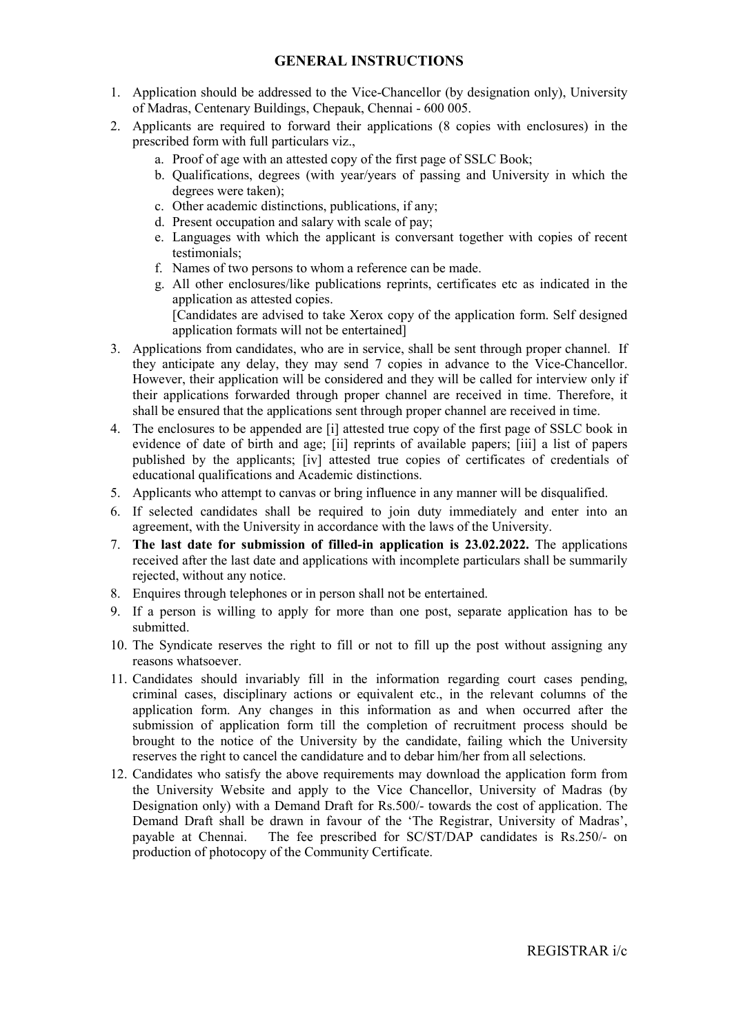## GENERAL INSTRUCTIONS

1. Application should be addressed to the Vice-Chancellor (by designation only), University of Madras, Centenary Buildings, Chepauk, Chennai - 600 005.
2. Applicants are required to forward their applications (8 copies with enclosures) in the prescribed form with full particulars viz.,
   a. Proof of age with an attested copy of the first page of SSLC Book;
   b. Qualifications, degrees (with year/years of passing and University in which the degrees were taken);
   c. Other academic distinctions, publications, if any;
   d. Present occupation and salary with scale of pay;
   e. Languages with which the applicant is conversant together with copies of recent testimonials;
   f. Names of two persons to whom a reference can be made.
   g. All other enclosures/like publications reprints, certificates etc as indicated in the application as attested copies.
   [Candidates are advised to take Xerox copy of the application form. Self designed application formats will not be entertained]
3. Applications from candidates, who are in service, shall be sent through proper channel. If they anticipate any delay, they may send 7 copies in advance to the Vice-Chancellor. However, their application will be considered and they will be called for interview only if their applications forwarded through proper channel are received in time. Therefore, it shall be ensured that the applications sent through proper channel are received in time.
4. The enclosures to be appended are [i] attested true copy of the first page of SSLC book in evidence of date of birth and age; [ii] reprints of available papers; [iii] a list of papers published by the applicants; [iv] attested true copies of certificates of credentials of educational qualifications and Academic distinctions.
5. Applicants who attempt to canvas or bring influence in any manner will be disqualified.
6. If selected candidates shall be required to join duty immediately and enter into an agreement, with the University in accordance with the laws of the University.
7. **The last date for submission of filled-in application is 23.02.2022.** The applications received after the last date and applications with incomplete particulars shall be summarily rejected, without any notice.
8. Enquires through telephones or in person shall not be entertained.
9. If a person is willing to apply for more than one post, separate application has to be submitted.
10. The Syndicate reserves the right to fill or not to fill up the post without assigning any reasons whatsoever.
11. Candidates should invariably fill in the information regarding court cases pending, criminal cases, disciplinary actions or equivalent etc., in the relevant columns of the application form. Any changes in this information as and when occurred after the submission of application form till the completion of recruitment process should be brought to the notice of the University by the candidate, failing which the University reserves the right to cancel the candidature and to debar him/her from all selections.
12. Candidates who satisfy the above requirements may download the application form from the University Website and apply to the Vice Chancellor, University of Madras (by Designation only) with a Demand Draft for Rs.500/- towards the cost of application. The Demand Draft shall be drawn in favour of the 'The Registrar, University of Madras', payable at Chennai. The fee prescribed for SC/ST/DAP candidates is Rs.250/- on production of photocopy of the Community Certificate.

REGISTRAR i/c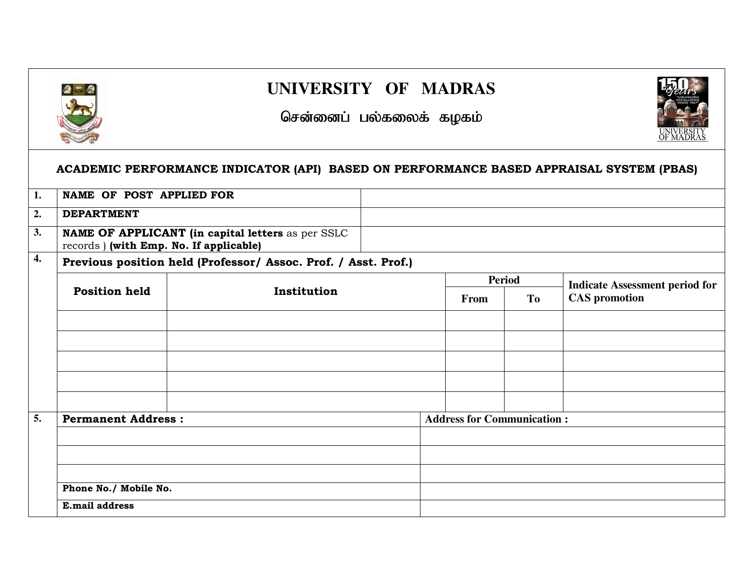# UNIVERSITY OF MADRAS

## சென்னைப் பல்கலைக் கழகம்

### ACADEMIC PERFORMANCE INDICATOR (API) BASED ON PERFORMANCE BASED APPRAISAL SYSTEM (PBAS)

| | | |
|---|---|---|
| **1.** | **NAME OF POST APPLIED FOR** | |
| **2.** | **DEPARTMENT** | |
| **3.** | **NAME OF APPLICANT (in capital letters** as per SSLC records ) **(with Emp. No. If applicable)** | |

**4.** **Previous position held (Professor/ Assoc. Prof. / Asst. Prof.)**

| Position held | Institution | Period | | Indicate Assessment period for CAS promotion |
|---|---|---|---|---|
| | | From | To | |
| | | | | |
| | | | | |
| | | | | |
| | | | | |
| | | | | |

**5.**

| Permanent Address : | Address for Communication : |
|---|---|
| | |
| | |
| | |
| **Phone No./ Mobile No.** | |
| **E.mail address** | |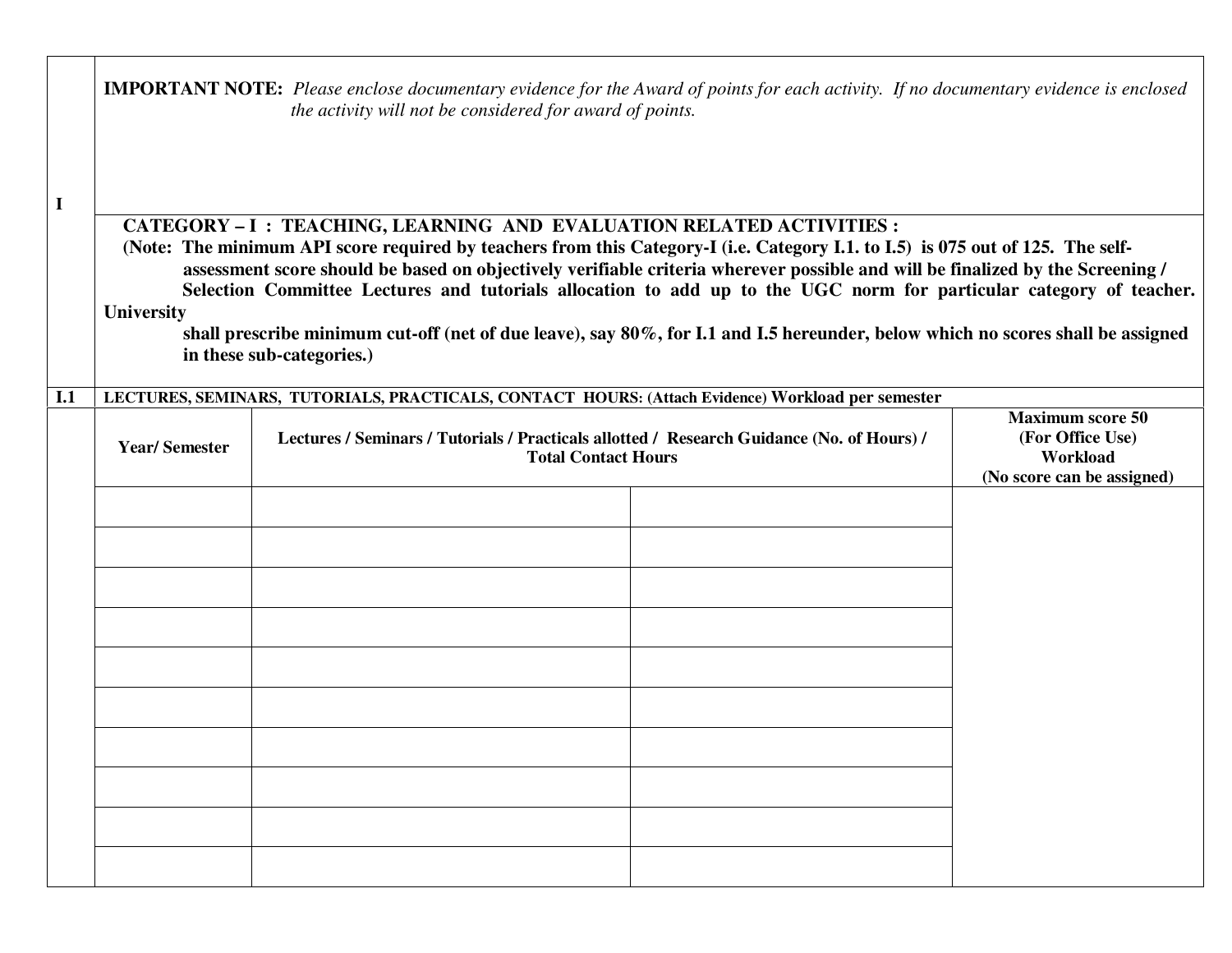**I**

**IMPORTANT NOTE:** *Please enclose documentary evidence for the Award of points for each activity. If no documentary evidence is enclosed the activity will not be considered for award of points.*

**CATEGORY – I : TEACHING, LEARNING AND EVALUATION RELATED ACTIVITIES :**

**(Note: The minimum API score required by teachers from this Category-I (i.e. Category I.1. to I.5) is 075 out of 125. The self-assessment score should be based on objectively verifiable criteria wherever possible and will be finalized by the Screening / Selection Committee Lectures and tutorials allocation to add up to the UGC norm for particular category of teacher. University shall prescribe minimum cut-off (net of due leave), say 80%, for I.1 and I.5 hereunder, below which no scores shall be assigned in these sub-categories.)**

**I.1 LECTURES, SEMINARS, TUTORIALS, PRACTICALS, CONTACT HOURS: (Attach Evidence) Workload per semester**

| Year/ Semester | Lectures / Seminars / Tutorials / Practicals allotted / Research Guidance (No. of Hours) / Total Contact Hours | | Maximum score 50 (For Office Use) Workload (No score can be assigned) |
|---|---|---|---|
| | | | |
| | | | |
| | | | |
| | | | |
| | | | |
| | | | |
| | | | |
| | | | |
| | | | |
| | | | |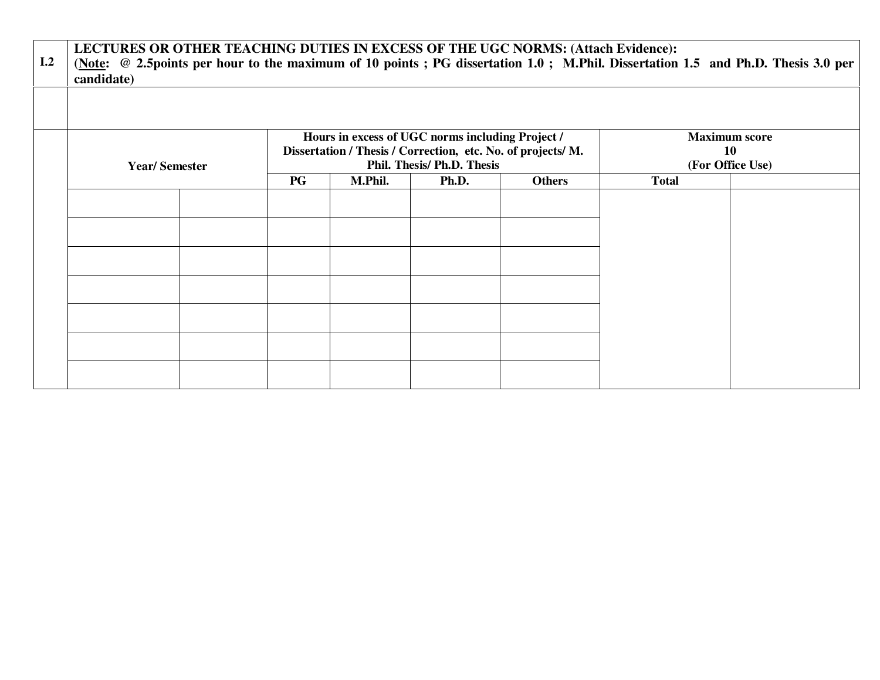| I.2 | **LECTURES OR OTHER TEACHING DUTIES IN EXCESS OF THE UGC NORMS: (Attach Evidence):** **(<u>Note</u>: @ 2.5points per hour to the maximum of 10 points ; PG dissertation 1.0 ; M.Phil. Dissertation 1.5 and Ph.D. Thesis 3.0 per candidate)** | | | | | | | |
|---|---|---|---|---|---|---|---|---|
| | | | | | | | | |
| | **Year/ Semester** | | **Hours in excess of UGC norms including Project / Dissertation / Thesis / Correction, etc. No. of projects/ M. Phil. Thesis/ Ph.D. Thesis** | | | | **Maximum score 10 (For Office Use)** | |
| | | | **PG** | **M.Phil.** | **Ph.D.** | **Others** | **Total** | |
| | | | | | | | | |
| | | | | | | | | |
| | | | | | | | | |
| | | | | | | | | |
| | | | | | | | | |
| | | | | | | | | |
| | | | | | | | | |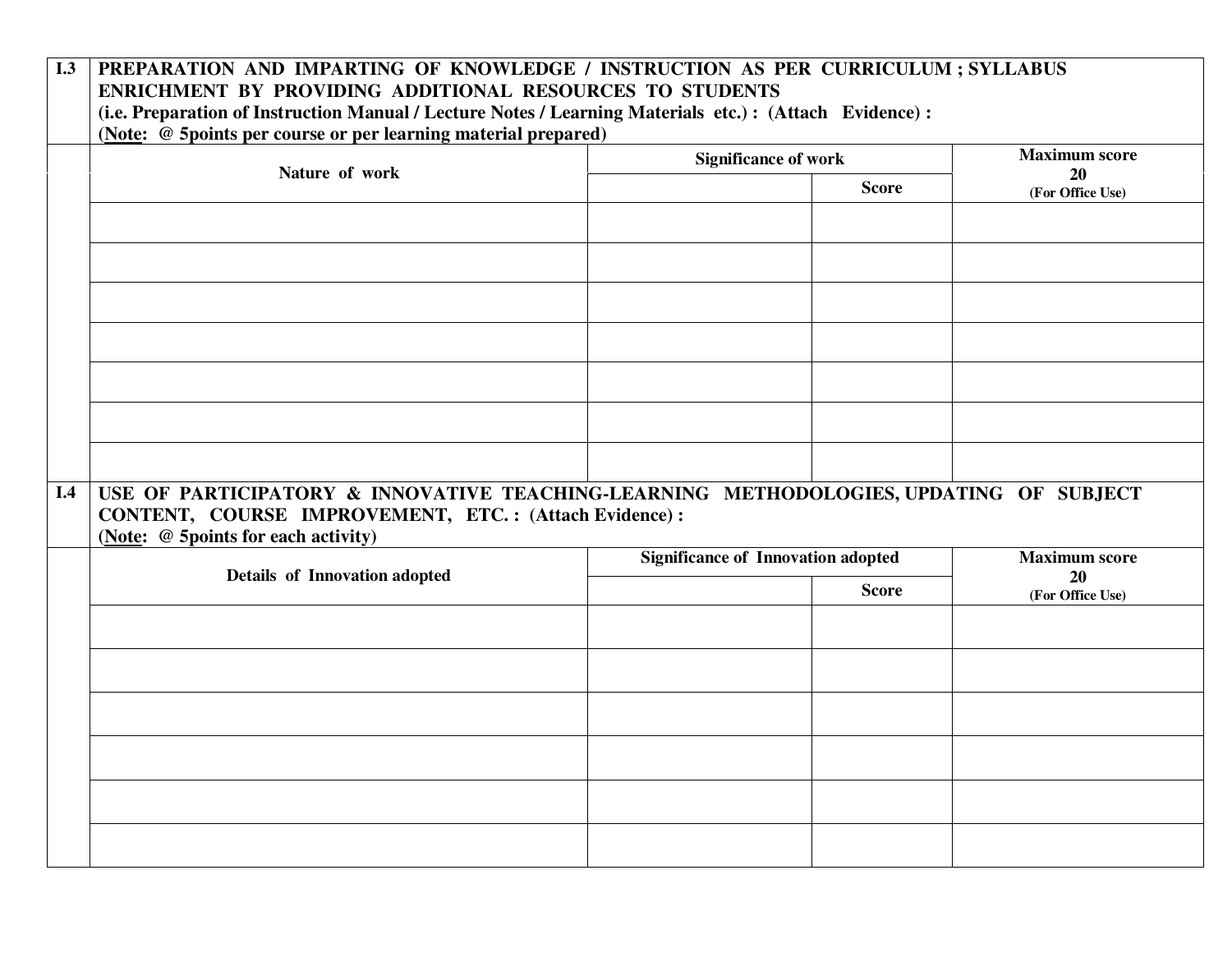**I.3 PREPARATION AND IMPARTING OF KNOWLEDGE / INSTRUCTION AS PER CURRICULUM ; SYLLABUS ENRICHMENT BY PROVIDING ADDITIONAL RESOURCES TO STUDENTS**
**(i.e. Preparation of Instruction Manual / Lecture Notes / Learning Materials etc.) : (Attach Evidence) :**
**(Note: @ 5points per course or per learning material prepared)**

| Nature of work | Significance of work | | Maximum score 20 (For Office Use) |
|---|---|---|---|
| | | Score | |
| | | | |
| | | | |
| | | | |
| | | | |
| | | | |
| | | | |
| | | | |

**I.4 USE OF PARTICIPATORY & INNOVATIVE TEACHING-LEARNING METHODOLOGIES, UPDATING OF SUBJECT CONTENT, COURSE IMPROVEMENT, ETC. : (Attach Evidence) :**
**(Note: @ 5points for each activity)**

| Details of Innovation adopted | Significance of Innovation adopted | | Maximum score 20 (For Office Use) |
|---|---|---|---|
| | | Score | |
| | | | |
| | | | |
| | | | |
| | | | |
| | | | |
| | | | |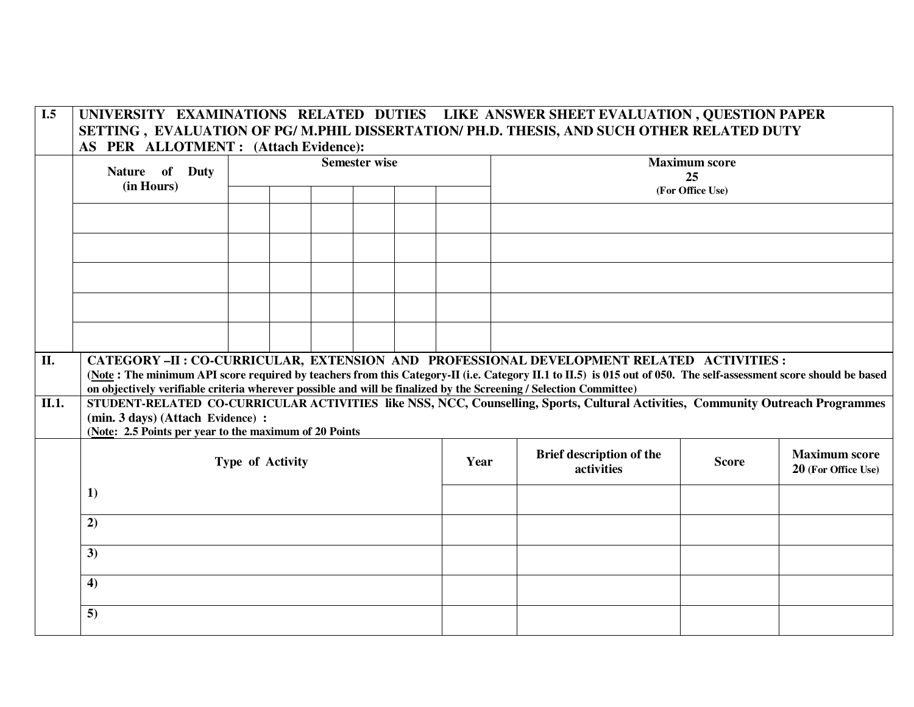| I.5 | UNIVERSITY EXAMINATIONS RELATED DUTIES LIKE ANSWER SHEET EVALUATION , QUESTION PAPER SETTING , EVALUATION OF PG/ M.PHIL DISSERTATION/ PH.D. THESIS, AND SUCH OTHER RELATED DUTY AS PER ALLOTMENT : (Attach Evidence): | | | | | | | |
|---|---|---|---|---|---|---|---|
| | **Nature of Duty (in Hours)** | **Semester wise** | | | | | | **Maximum score 25** (For Office Use) |
| | | | | | | | | |
| | | | | | | | | |
| | | | | | | | | |
| | | | | | | | | |
| | | | | | | | | |
| | | | | | | | | |

**II. CATEGORY –II : CO-CURRICULAR, EXTENSION AND PROFESSIONAL DEVELOPMENT RELATED ACTIVITIES :**

**(Note : The minimum API score required by teachers from this Category-II (i.e. Category II.1 to II.5) is 015 out of 050. The self-assessment score should be based on objectively verifiable criteria wherever possible and will be finalized by the Screening / Selection Committee)**

**II.1. STUDENT-RELATED CO-CURRICULAR ACTIVITIES like NSS, NCC, Counselling, Sports, Cultural Activities, Community Outreach Programmes (min. 3 days) (Attach Evidence) :**

**(Note: 2.5 Points per year to the maximum of 20 Points**

| | Type of Activity | Year | Brief description of the activities | Score | Maximum score 20 (For Office Use) |
|---|---|---|---|---|---|
| | 1) | | | | |
| | 2) | | | | |
| | 3) | | | | |
| | 4) | | | | |
| | 5) | | | | |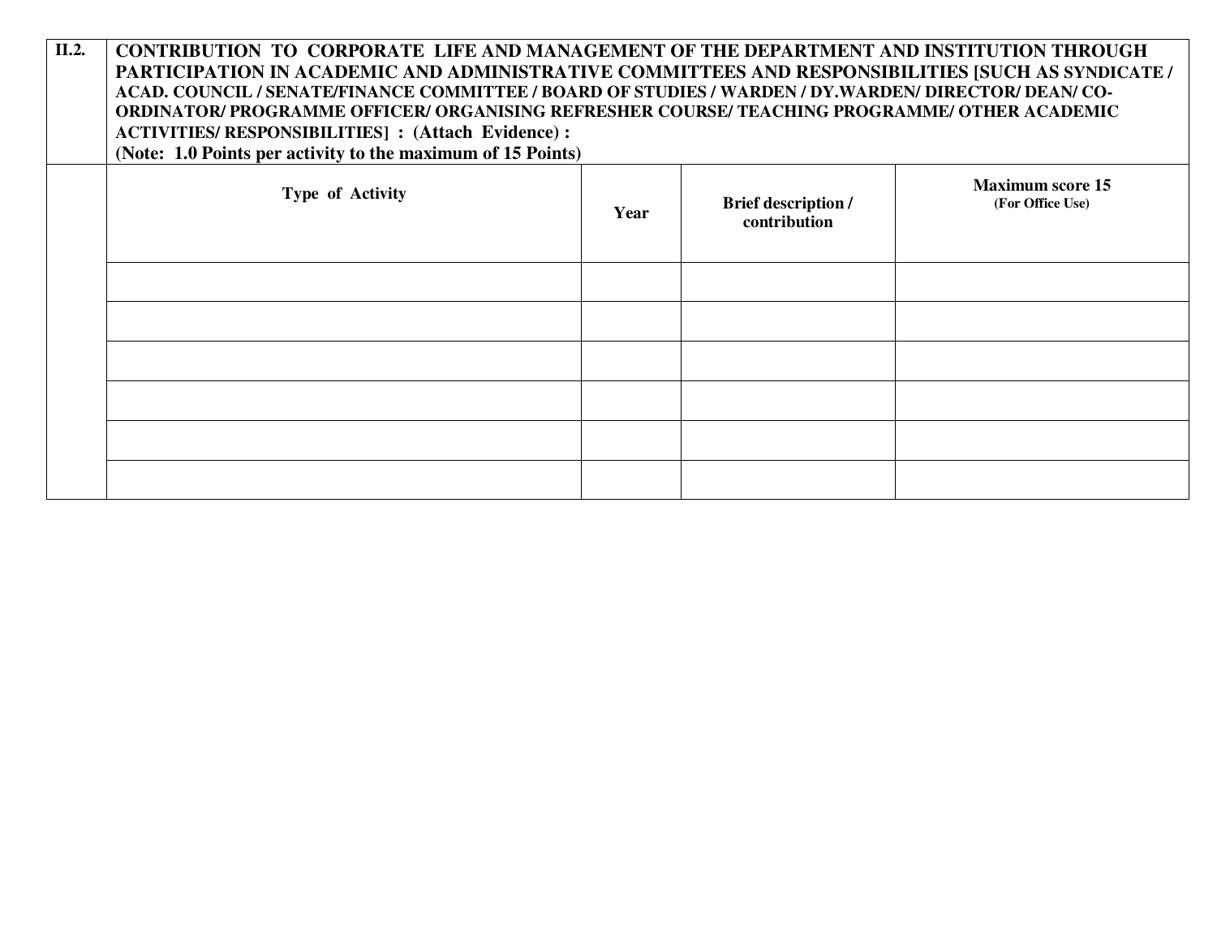| II.2. | **CONTRIBUTION TO CORPORATE LIFE AND MANAGEMENT OF THE DEPARTMENT AND INSTITUTION THROUGH PARTICIPATION IN ACADEMIC AND ADMINISTRATIVE COMMITTEES AND RESPONSIBILITIES [SUCH AS SYNDICATE / ACAD. COUNCIL / SENATE/FINANCE COMMITTEE / BOARD OF STUDIES / WARDEN / DY.WARDEN/ DIRECTOR/ DEAN/ CO-ORDINATOR/ PROGRAMME OFFICER/ ORGANISING REFRESHER COURSE/ TEACHING PROGRAMME/ OTHER ACADEMIC ACTIVITIES/ RESPONSIBILITIES] : (Attach Evidence) : (Note: 1.0 Points per activity to the maximum of 15 Points)** | | | |
|---|---|---|---|---|
| | **Type of Activity** | **Year** | **Brief description / contribution** | **Maximum score 15 (For Office Use)** |
| | | | | |
| | | | | |
| | | | | |
| | | | | |
| | | | | |
| | | | | |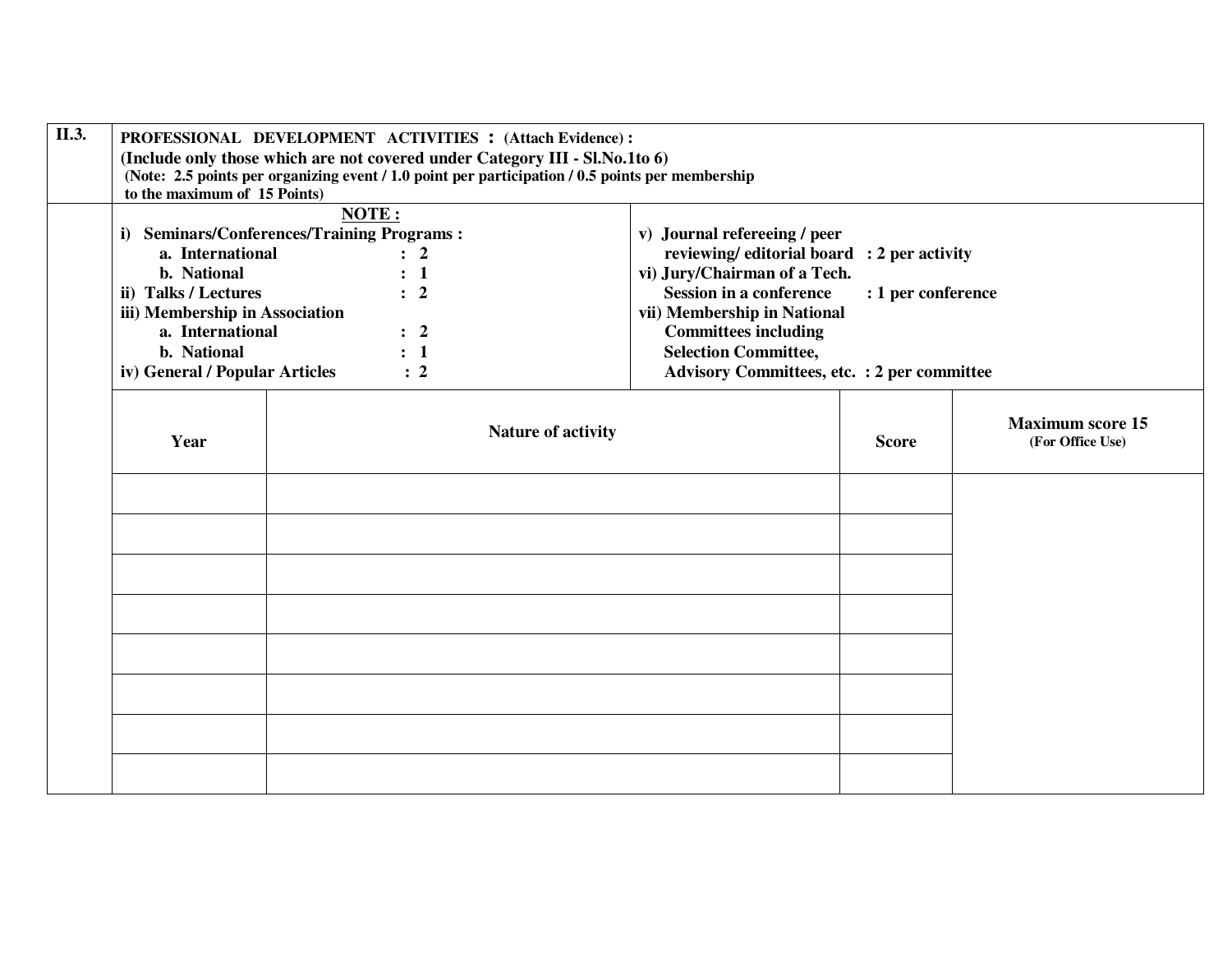**II.3.** **PROFESSIONAL DEVELOPMENT ACTIVITIES : (Attach Evidence) :**
**(Include only those which are not covered under Category III - Sl.No.1to 6)**
**(Note: 2.5 points per organizing event / 1.0 point per participation / 0.5 points per membership to the maximum of 15 Points)**

**NOTE :**

- i) Seminars/Conferences/Training Programs :
  - a. International : 2
  - b. National : 1
- ii) Talks / Lectures : 2
- iii) Membership in Association
  - a. International : 2
  - b. National : 1
- iv) General / Popular Articles : 2
- v) Journal refereeing / peer reviewing/ editorial board : 2 per activity
- vi) Jury/Chairman of a Tech. Session in a conference : 1 per conference
- vii) Membership in National Committees including Selection Committee, Advisory Committees, etc. : 2 per committee

| Year | Nature of activity | Score | Maximum score 15 (For Office Use) |
|---|---|---|---|
| | | | |
| | | | |
| | | | |
| | | | |
| | | | |
| | | | |
| | | | |
| | | | |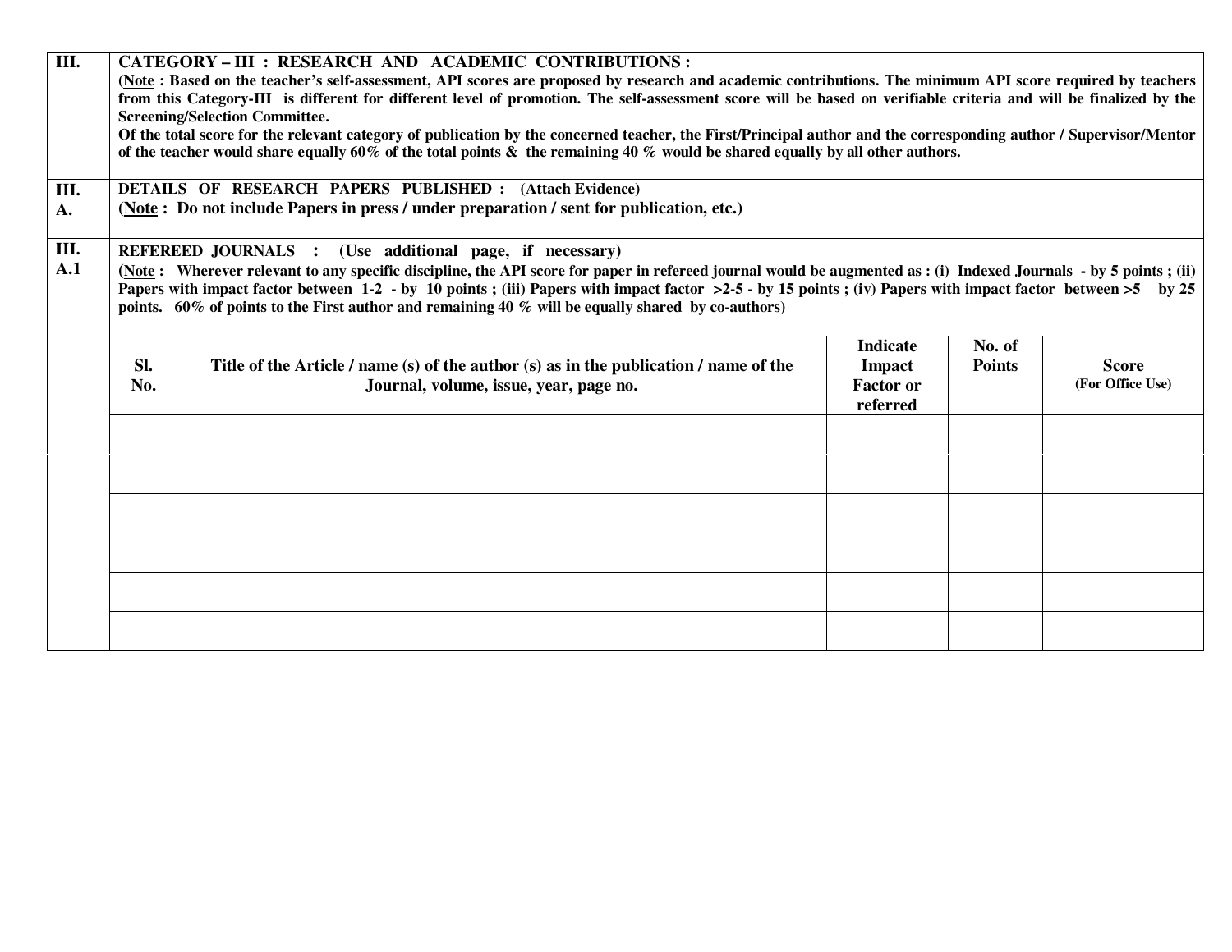**III. CATEGORY – III : RESEARCH AND ACADEMIC CONTRIBUTIONS :**

**(Note : Based on the teacher's self-assessment, API scores are proposed by research and academic contributions. The minimum API score required by teachers from this Category-III is different for different level of promotion. The self-assessment score will be based on verifiable criteria and will be finalized by the Screening/Selection Committee.**

**Of the total score for the relevant category of publication by the concerned teacher, the First/Principal author and the corresponding author / Supervisor/Mentor of the teacher would share equally 60% of the total points & the remaining 40 % would be shared equally by all other authors.**

**III. A. DETAILS OF RESEARCH PAPERS PUBLISHED : (Attach Evidence)**

**(Note : Do not include Papers in press / under preparation / sent for publication, etc.)**

**III. A.1 REFEREED JOURNALS : (Use additional page, if necessary)**

**(Note : Wherever relevant to any specific discipline, the API score for paper in refereed journal would be augmented as : (i) Indexed Journals - by 5 points ; (ii) Papers with impact factor between 1-2 - by 10 points ; (iii) Papers with impact factor >2-5 - by 15 points ; (iv) Papers with impact factor between >5 by 25 points. 60% of points to the First author and remaining 40 % will be equally shared by co-authors)**

| Sl. No. | Title of the Article / name (s) of the author (s) as in the publication / name of the Journal, volume, issue, year, page no. | Indicate Impact Factor or referred | No. of Points | Score (For Office Use) |
|---|---|---|---|---|
| | | | | |
| | | | | |
| | | | | |
| | | | | |
| | | | | |
| | | | | |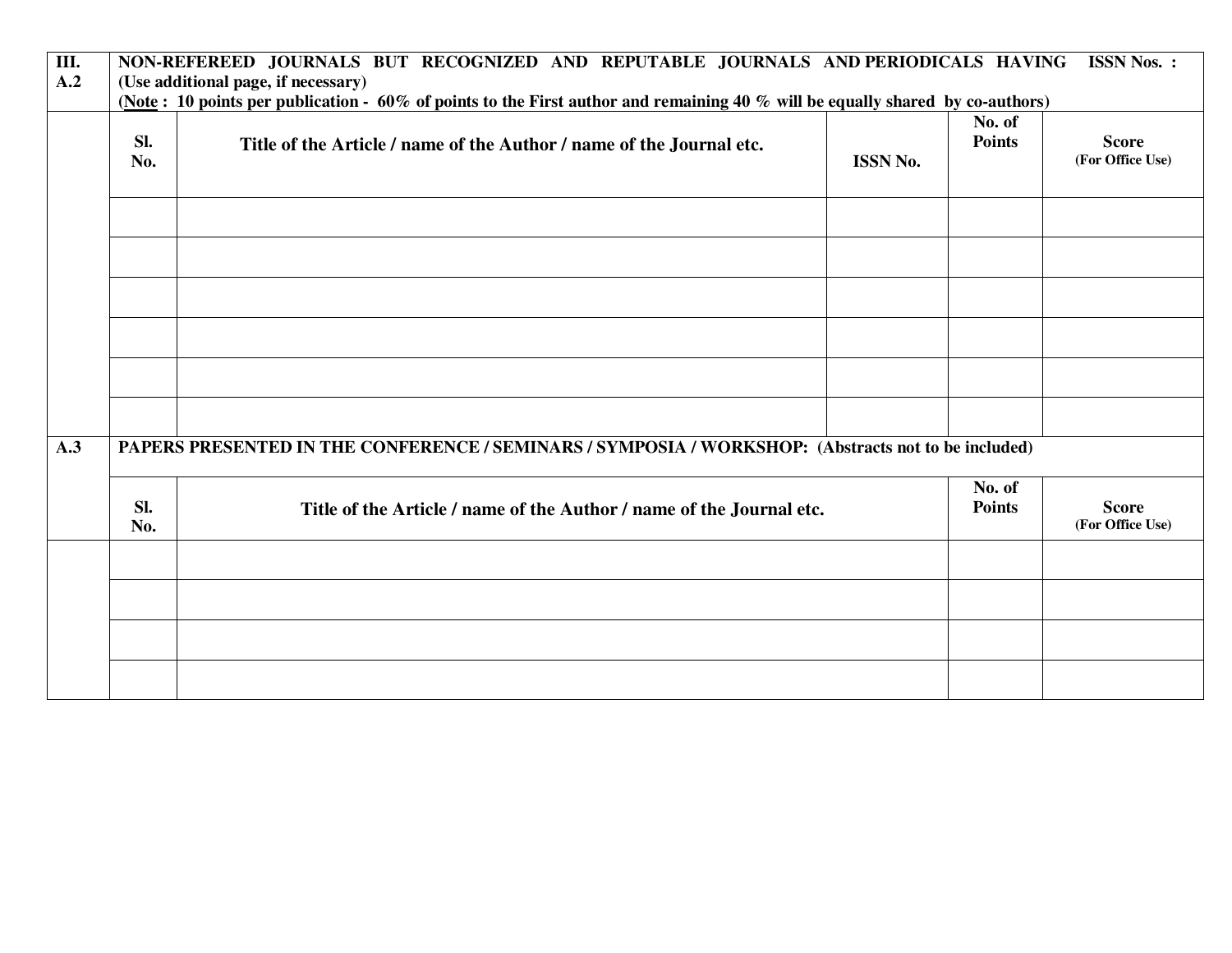| III. A.2 | NON-REFEREED JOURNALS BUT RECOGNIZED AND REPUTABLE JOURNALS AND PERIODICALS HAVING ISSN Nos. : (Use additional page, if necessary) (Note : 10 points per publication - 60% of points to the First author and remaining 40 % will be equally shared by co-authors) | | | | |
|---|---|---|---|---|---|
| | **Sl. No.** | **Title of the Article / name of the Author / name of the Journal etc.** | **ISSN No.** | **No. of Points** | **Score** (For Office Use) |
| | | | | | |
| | | | | | |
| | | | | | |
| | | | | | |
| | | | | | |
| | | | | | |

| A.3 | PAPERS PRESENTED IN THE CONFERENCE / SEMINARS / SYMPOSIA / WORKSHOP: (Abstracts not to be included) | | | |
|---|---|---|---|---|
| | **Sl. No.** | **Title of the Article / name of the Author / name of the Journal etc.** | **No. of Points** | **Score** (For Office Use) |
| | | | | |
| | | | | |
| | | | | |
| | | | | |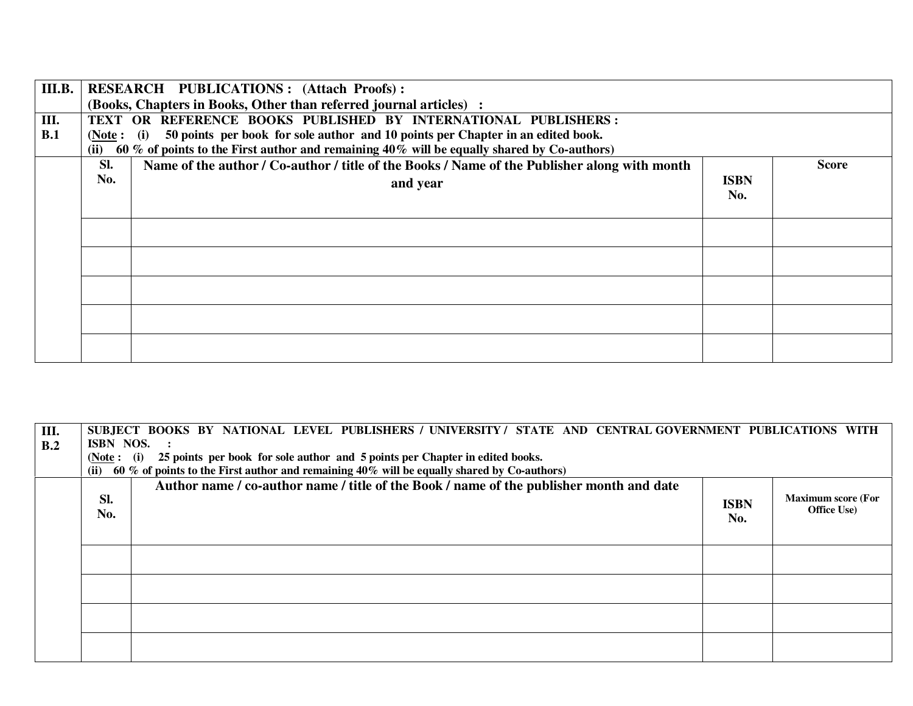| III.B. | RESEARCH PUBLICATIONS : (Attach Proofs) : (Books, Chapters in Books, Other than referred journal articles) : | | | |
|---|---|---|---|---|
| III. B.1 | TEXT OR REFERENCE BOOKS PUBLISHED BY INTERNATIONAL PUBLISHERS : (Note : (i) 50 points per book for sole author and 10 points per Chapter in an edited book. (ii) 60 % of points to the First author and remaining 40% will be equally shared by Co-authors) | | | |
| | Sl. No. | Name of the author / Co-author / title of the Books / Name of the Publisher along with month and year | ISBN No. | Score |
| | | | | |
| | | | | |
| | | | | |
| | | | | |
| | | | | |

| III. B.2 | SUBJECT BOOKS BY NATIONAL LEVEL PUBLISHERS / UNIVERSITY / STATE AND CENTRAL GOVERNMENT PUBLICATIONS WITH ISBN NOS. : (Note : (i) 25 points per book for sole author and 5 points per Chapter in edited books. (ii) 60 % of points to the First author and remaining 40% will be equally shared by Co-authors) | | | |
|---|---|---|---|---|
| | Sl. No. | Author name / co-author name / title of the Book / name of the publisher month and date | ISBN No. | Maximum score (For Office Use) |
| | | | | |
| | | | | |
| | | | | |
| | | | | |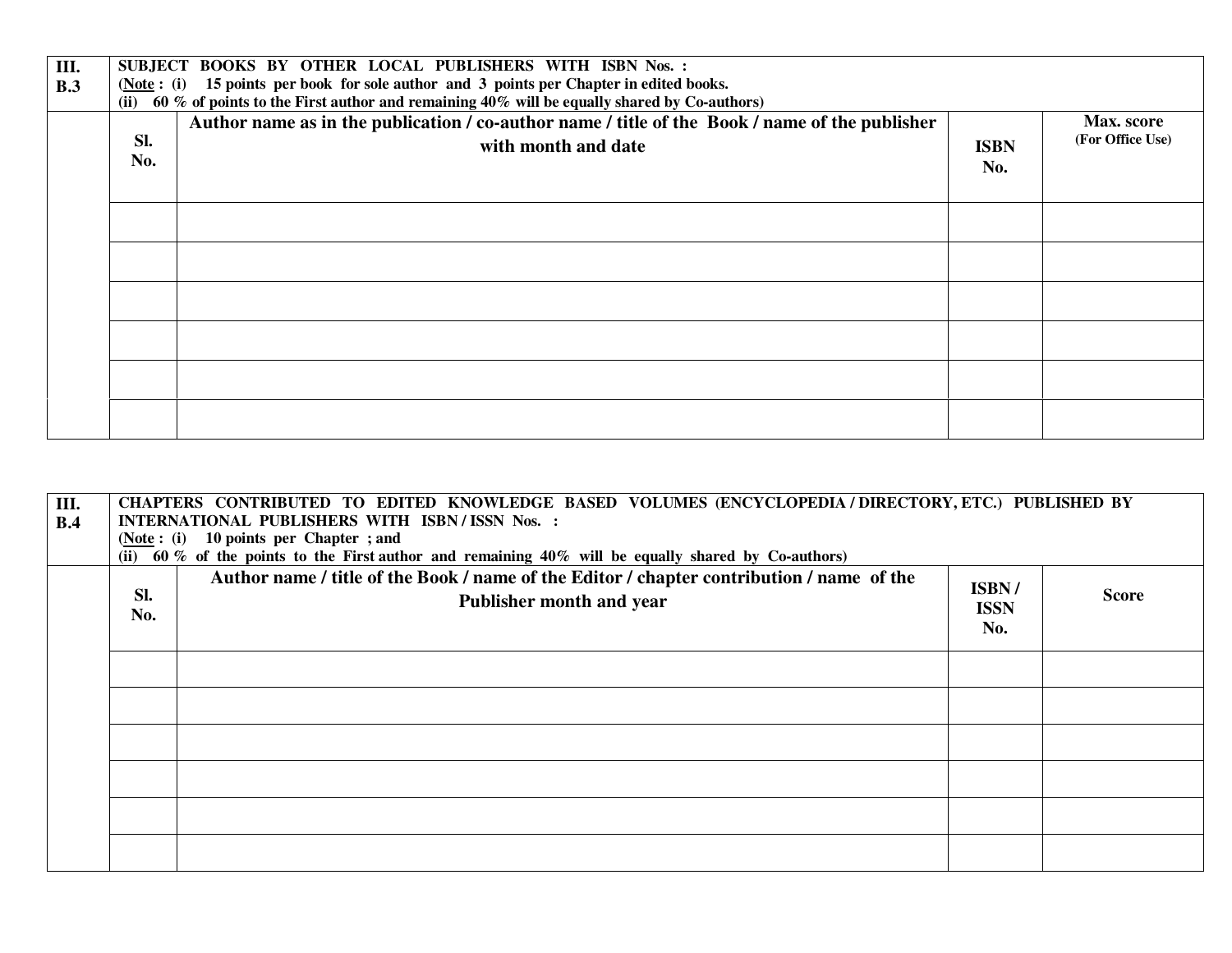| III. B.3 | SUBJECT BOOKS BY OTHER LOCAL PUBLISHERS WITH ISBN Nos. : (Note : (i) 15 points per book for sole author and 3 points per Chapter in edited books. (ii) 60 % of points to the First author and remaining 40% will be equally shared by Co-authors) | | | |
|---|---|---|---|---|
| | **Sl. No.** | **Author name as in the publication / co-author name / title of the Book / name of the publisher with month and date** | **ISBN No.** | **Max. score (For Office Use)** |
| | | | | |
| | | | | |
| | | | | |
| | | | | |
| | | | | |
| | | | | |

| III. B.4 | CHAPTERS CONTRIBUTED TO EDITED KNOWLEDGE BASED VOLUMES (ENCYCLOPEDIA / DIRECTORY, ETC.) PUBLISHED BY INTERNATIONAL PUBLISHERS WITH ISBN / ISSN Nos. : (Note : (i) 10 points per Chapter ; and (ii) 60 % of the points to the First author and remaining 40% will be equally shared by Co-authors) | | | |
|---|---|---|---|---|
| | **Sl. No.** | **Author name / title of the Book / name of the Editor / chapter contribution / name of the Publisher month and year** | **ISBN / ISSN No.** | **Score** |
| | | | | |
| | | | | |
| | | | | |
| | | | | |
| | | | | |
| | | | | |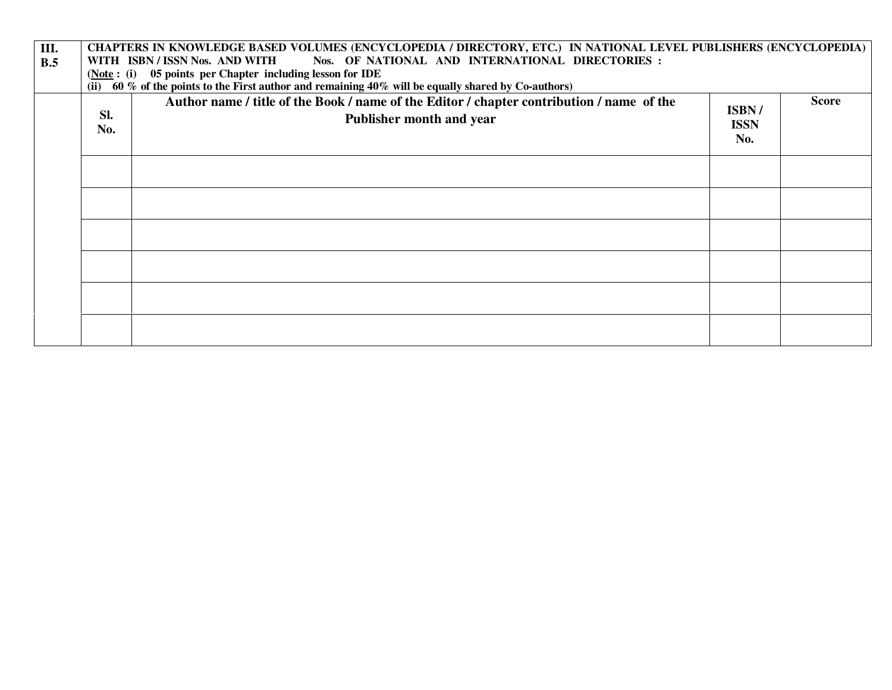| III. B.5 | CHAPTERS IN KNOWLEDGE BASED VOLUMES (ENCYCLOPEDIA / DIRECTORY, ETC.) IN NATIONAL LEVEL PUBLISHERS (ENCYCLOPEDIA) WITH ISBN / ISSN Nos. AND WITH Nos. OF NATIONAL AND INTERNATIONAL DIRECTORIES : (Note : (i) 05 points per Chapter including lesson for IDE (ii) 60 % of the points to the First author and remaining 40% will be equally shared by Co-authors) | | | |
|---|---|---|---|---|
| | **Sl. No.** | **Author name / title of the Book / name of the Editor / chapter contribution / name of the Publisher month and year** | **ISBN / ISSN No.** | **Score** |
| | | | | |
| | | | | |
| | | | | |
| | | | | |
| | | | | |
| | | | | |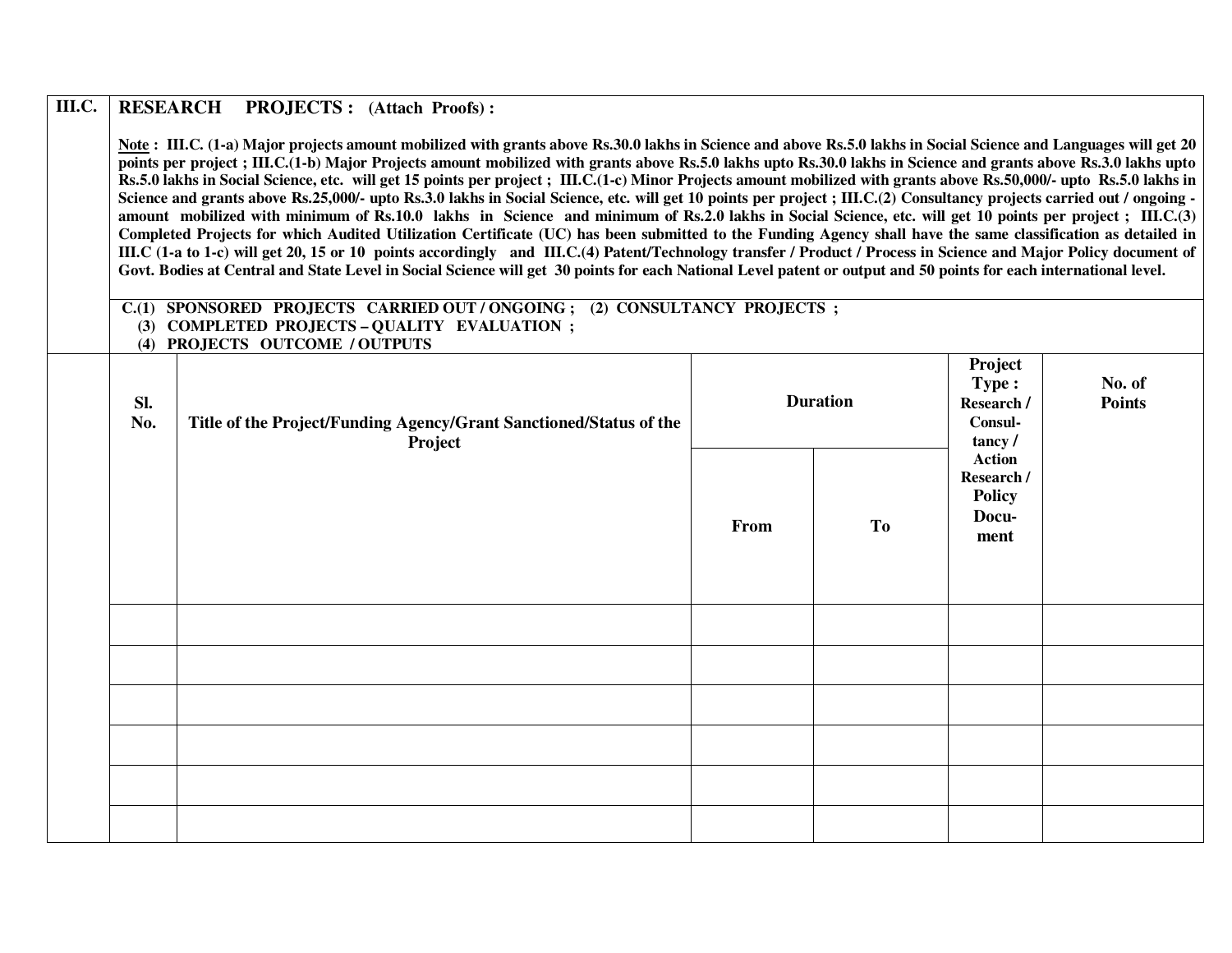**III.C.** **RESEARCH PROJECTS : (Attach Proofs) :**

**Note : III.C. (1-a) Major projects amount mobilized with grants above Rs.30.0 lakhs in Science and above Rs.5.0 lakhs in Social Science and Languages will get 20 points per project ; III.C.(1-b) Major Projects amount mobilized with grants above Rs.5.0 lakhs upto Rs.30.0 lakhs in Science and grants above Rs.3.0 lakhs upto Rs.5.0 lakhs in Social Science, etc. will get 15 points per project ; III.C.(1-c) Minor Projects amount mobilized with grants above Rs.50,000/- upto Rs.5.0 lakhs in Science and grants above Rs.25,000/- upto Rs.3.0 lakhs in Social Science, etc. will get 10 points per project ; III.C.(2) Consultancy projects carried out / ongoing - amount mobilized with minimum of Rs.10.0 lakhs in Science and minimum of Rs.2.0 lakhs in Social Science, etc. will get 10 points per project ; III.C.(3) Completed Projects for which Audited Utilization Certificate (UC) has been submitted to the Funding Agency shall have the same classification as detailed in III.C (1-a to 1-c) will get 20, 15 or 10 points accordingly and III.C.(4) Patent/Technology transfer / Product / Process in Science and Major Policy document of Govt. Bodies at Central and State Level in Social Science will get 30 points for each National Level patent or output and 50 points for each international level.**

**C.(1) SPONSORED PROJECTS CARRIED OUT / ONGOING ; (2) CONSULTANCY PROJECTS ;**
**(3) COMPLETED PROJECTS – QUALITY EVALUATION ;**
**(4) PROJECTS OUTCOME / OUTPUTS**

| Sl. No. | Title of the Project/Funding Agency/Grant Sanctioned/Status of the Project | Duration | | Project Type : Research / Consultancy / Action Research / Policy Document | No. of Points |
|---|---|---|---|---|---|
| | | From | To | | |
| | | | | | |
| | | | | | |
| | | | | | |
| | | | | | |
| | | | | | |
| | | | | | |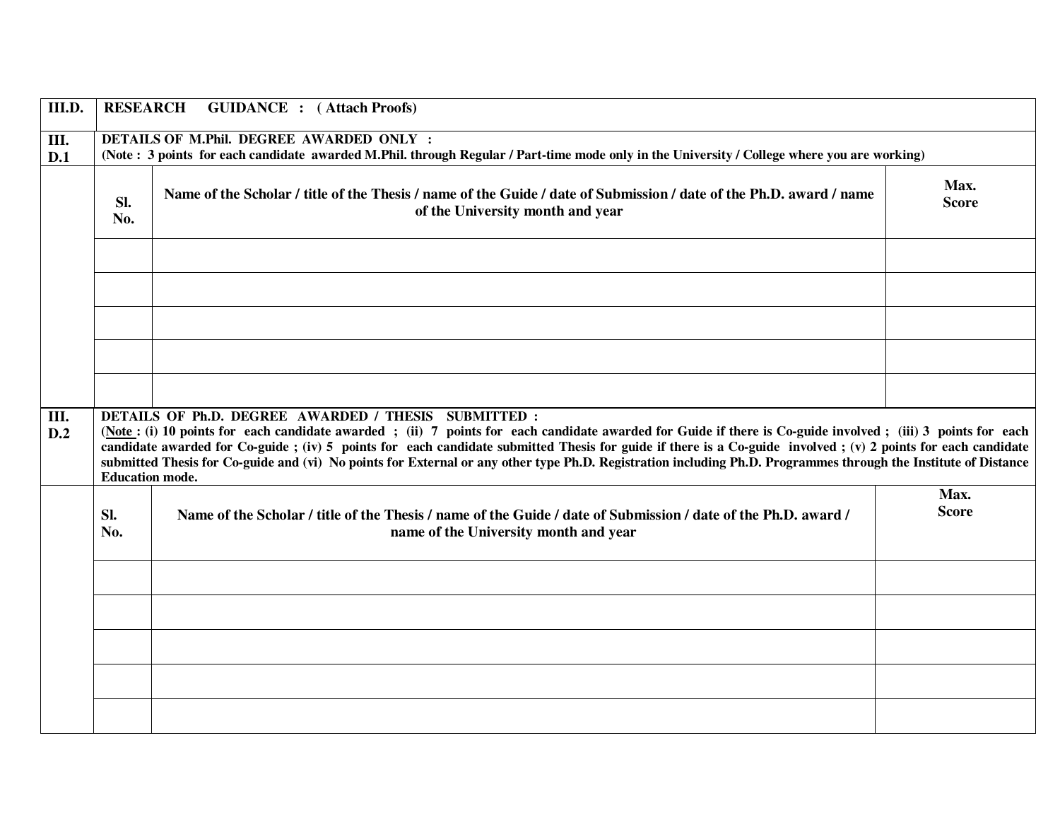| III.D. | **RESEARCH GUIDANCE : ( Attach Proofs)** | |
|---|---|---|
| **III. D.1** | **DETAILS OF M.Phil. DEGREE AWARDED ONLY :** **(Note : 3 points for each candidate awarded M.Phil. through Regular / Part-time mode only in the University / College where you are working)** | |
| | **Sl. No.** | **Name of the Scholar / title of the Thesis / name of the Guide / date of Submission / date of the Ph.D. award / name of the University month and year** | **Max. Score** |
| | | | |
| | | | |
| | | | |
| | | | |
| | | | |

| III. D.2 | **DETAILS OF Ph.D. DEGREE AWARDED / THESIS SUBMITTED :** **(Note : (i) 10 points for each candidate awarded ; (ii) 7 points for each candidate awarded for Guide if there is Co-guide involved ; (iii) 3 points for each candidate awarded for Co-guide ; (iv) 5 points for each candidate submitted Thesis for guide if there is a Co-guide involved ; (v) 2 points for each candidate submitted Thesis for Co-guide and (vi) No points for External or any other type Ph.D. Registration including Ph.D. Programmes through the Institute of Distance Education mode.** | | |
|---|---|---|---|
| | **Sl. No.** | **Name of the Scholar / title of the Thesis / name of the Guide / date of Submission / date of the Ph.D. award / name of the University month and year** | **Max. Score** |
| | | | |
| | | | |
| | | | |
| | | | |
| | | | |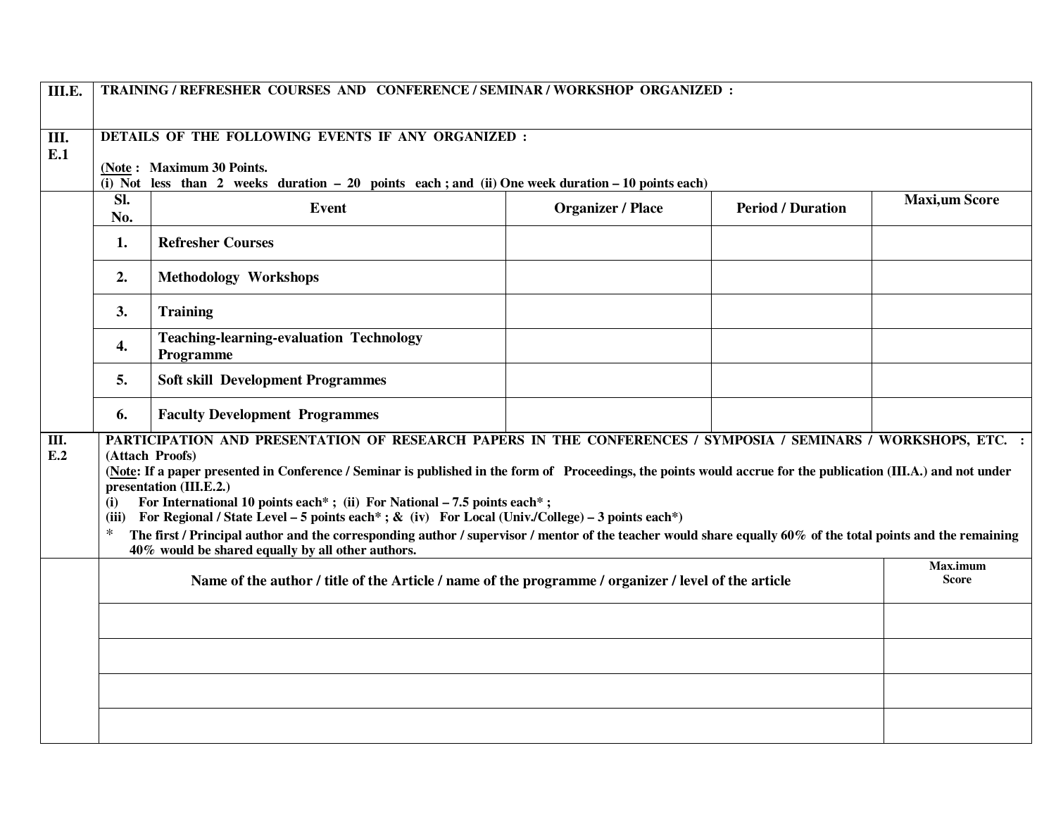| III.E. | TRAINING / REFRESHER COURSES AND CONFERENCE / SEMINAR / WORKSHOP ORGANIZED : | | | |
|---|---|---|---|---|
| **III. E.1** | **DETAILS OF THE FOLLOWING EVENTS IF ANY ORGANIZED :**<br><br>**(Note : Maximum 30 Points.**<br>**(i) Not less than 2 weeks duration – 20 points each ; and (ii) One week duration – 10 points each)** | | | |

| | Sl. No. | Event | Organizer / Place | Period / Duration | Maxi,um Score |
|---|---|---|---|---|---|
| | 1. | Refresher Courses | | | |
| | 2. | Methodology Workshops | | | |
| | 3. | Training | | | |
| | 4. | Teaching-learning-evaluation Technology Programme | | | |
| | 5. | Soft skill Development Programmes | | | |
| | 6. | Faculty Development Programmes | | | |

**III. E.2** **PARTICIPATION AND PRESENTATION OF RESEARCH PAPERS IN THE CONFERENCES / SYMPOSIA / SEMINARS / WORKSHOPS, ETC. : (Attach Proofs)**

**(Note: If a paper presented in Conference / Seminar is published in the form of Proceedings, the points would accrue for the publication (III.A.) and not under presentation (III.E.2.)**

**(i) For International 10 points each* ; (ii) For National – 7.5 points each* ;**
**(iii) For Regional / State Level – 5 points each* ; & (iv) For Local (Univ./College) – 3 points each*)**

\* **The first / Principal author and the corresponding author / supervisor / mentor of the teacher would share equally 60% of the total points and the remaining 40% would be shared equally by all other authors.**

| | Name of the author / title of the Article / name of the programme / organizer / level of the article | Max.imum Score |
|---|---|---|
| | | |
| | | |
| | | |
| | | |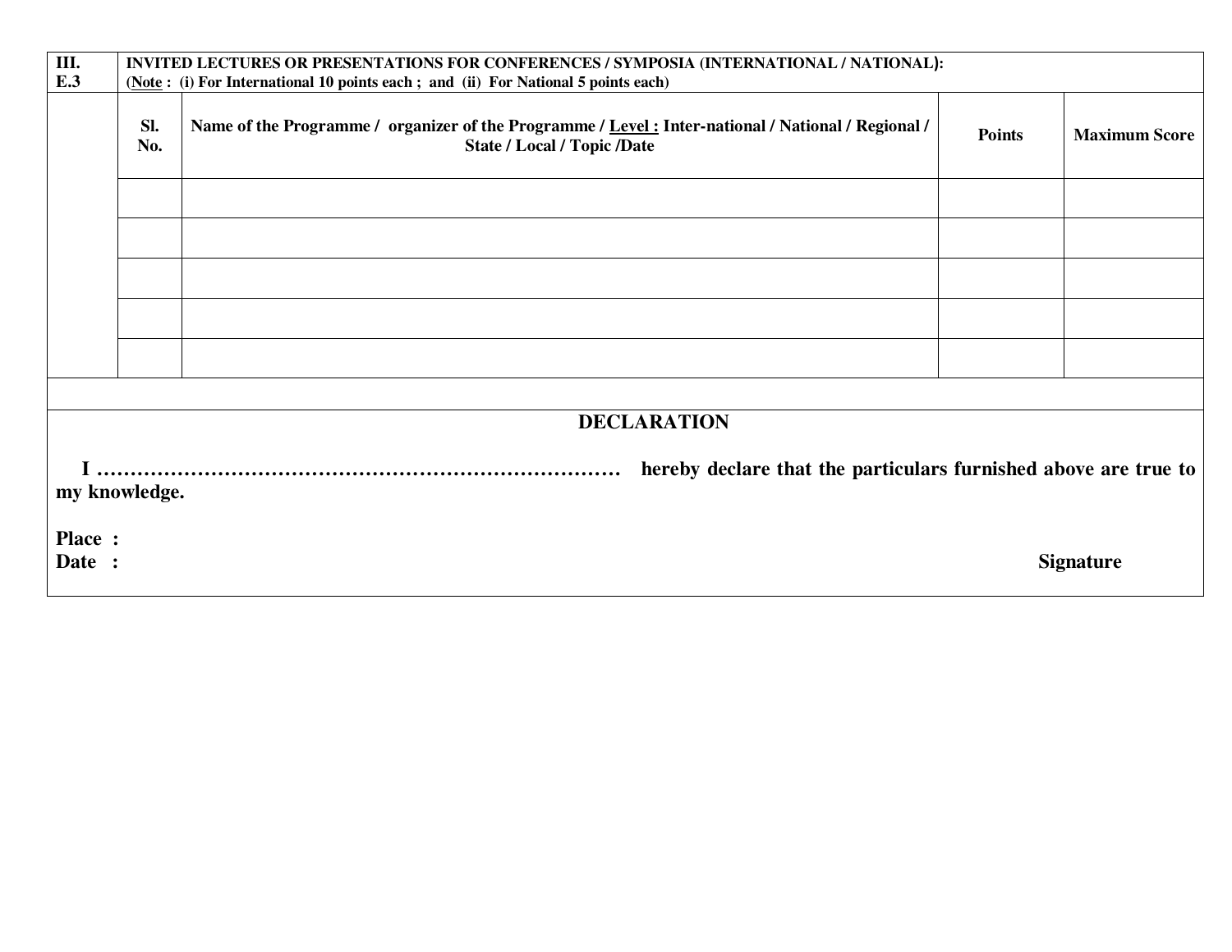| III. E.3 | INVITED LECTURES OR PRESENTATIONS FOR CONFERENCES / SYMPOSIA (INTERNATIONAL / NATIONAL): (Note : (i) For International 10 points each ; and (ii) For National 5 points each) | | | |
|---|---|---|---|---|
| | Sl. No. | Name of the Programme / organizer of the Programme / Level : Inter-national / National / Regional / State / Local / Topic /Date | Points | Maximum Score |
| | | | | |
| | | | | |
| | | | | |
| | | | | |
| | | | | |

## DECLARATION

**I …………………………………………………………………… hereby declare that the particulars furnished above are true to my knowledge.**

**Place :**
**Date :**

**Signature**